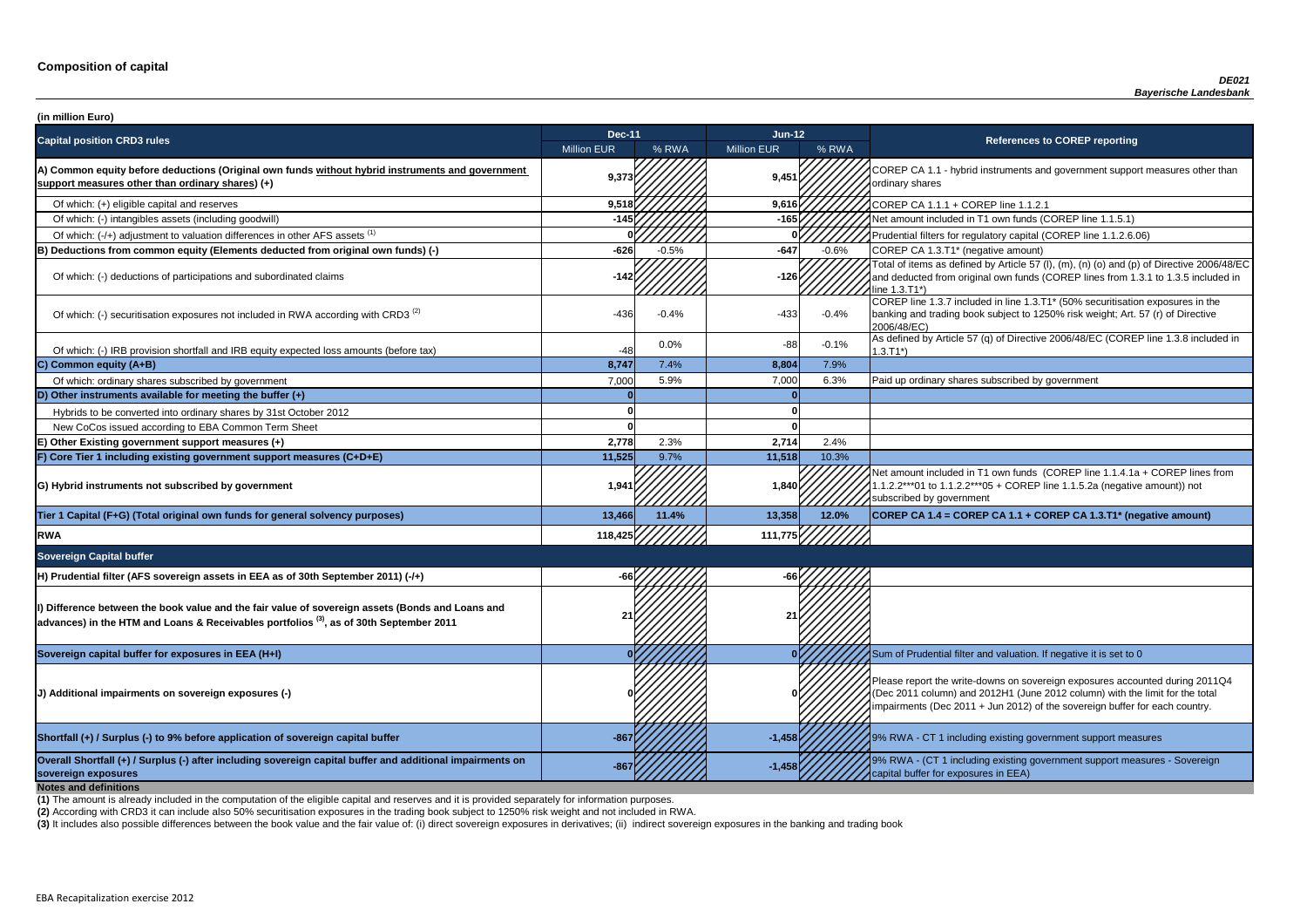# Composition of capital

*DE021*
*Bayerische Landesbank*

**(in million Euro)**

| Capital position CRD3 rules | Dec-11 | | Jun-12 | | References to COREP reporting |
|---|---|---|---|---|---|
| | Million EUR | % RWA | Million EUR | % RWA | |
| **A) Common equity before deductions (Original own funds without hybrid instruments and government support measures other than ordinary shares) (+)** | **9,373** | | **9,451** | | COREP CA 1.1 - hybrid instruments and government support measures other than ordinary shares |
| Of which: (+) eligible capital and reserves | **9,518** | | **9,616** | | COREP CA 1.1.1 + COREP line 1.1.2.1 |
| Of which: (-) intangibles assets (including goodwill) | **-145** | | **-165** | | Net amount included in T1 own funds (COREP line 1.1.5.1) |
| Of which: (-/+) adjustment to valuation differences in other AFS assets [1] | **0** | | **0** | | Prudential filters for regulatory capital (COREP line 1.1.2.6.06) |
| **B) Deductions from common equity (Elements deducted from original own funds) (-)** | **-626** | -0.5% | **-647** | -0.6% | COREP CA 1.3.T1* (negative amount) |
| Of which: (-) deductions of participations and subordinated claims | **-142** | | **-126** | | Total of items as defined by Article 57 (l), (m), (n) (o) and (p) of Directive 2006/48/EC and deducted from original own funds (COREP lines from 1.3.1 to 1.3.5 included in line 1.3.T1*) |
| Of which: (-) securitisation exposures not included in RWA according with CRD3 [2] | -436 | -0.4% | -433 | -0.4% | COREP line 1.3.7 included in line 1.3.T1* (50% securitisation exposures in the banking and trading book subject to 1250% risk weight; Art. 57 (r) of Directive 2006/48/EC) |
| Of which: (-) IRB provision shortfall and IRB equity expected loss amounts (before tax) | -48 | 0.0% | -88 | -0.1% | As defined by Article 57 (q) of Directive 2006/48/EC (COREP line 1.3.8 included in 1.3.T1*) |
| **C) Common equity (A+B)** | **8,747** | 7.4% | **8,804** | 7.9% | |
| Of which: ordinary shares subscribed by government | 7,000 | 5.9% | 7,000 | 6.3% | Paid up ordinary shares subscribed by government |
| **D) Other instruments available for meeting the buffer (+)** | **0** | | **0** | | |
| Hybrids to be converted into ordinary shares by 31st October 2012 | **0** | | **0** | | |
| New CoCos issued according to EBA Common Term Sheet | **0** | | **0** | | |
| **E) Other Existing government support measures (+)** | **2,778** | 2.3% | **2,714** | 2.4% | |
| **F) Core Tier 1 including existing government support measures (C+D+E)** | **11,525** | 9.7% | **11,518** | 10.3% | |
| **G) Hybrid instruments not subscribed by government** | **1,941** | | **1,840** | | Net amount included in T1 own funds (COREP line 1.1.4.1a + COREP lines from 1.1.2.2***01 to 1.1.2.2***05 + COREP line 1.1.5.2a (negative amount)) not subscribed by government |
| **Tier 1 Capital (F+G) (Total original own funds for general solvency purposes)** | **13,466** | **11.4%** | **13,358** | **12.0%** | **COREP CA 1.4 = COREP CA 1.1 + COREP CA 1.3.T1* (negative amount)** |
| **RWA** | **118,425** | | **111,775** | | |
| **Sovereign Capital buffer** | | | | | |
| **H) Prudential filter (AFS sovereign assets in EEA as of 30th September 2011) (-/+)** | **-66** | | **-66** | | |
| **I) Difference between the book value and the fair value of sovereign assets (Bonds and Loans and advances) in the HTM and Loans & Receivables portfolios [3], as of 30th September 2011** | **21** | | **21** | | |
| **Sovereign capital buffer for exposures in EEA (H+I)** | **0** | | **0** | | Sum of Prudential filter and valuation. If negative it is set to 0 |
| **J) Additional impairments on sovereign exposures (-)** | 0 | | 0 | | Please report the write-downs on sovereign exposures accounted during 2011Q4 (Dec 2011 column) and 2012H1 (June 2012 column) with the limit for the total impairments (Dec 2011 + Jun 2012) of the sovereign buffer for each country. |
| **Shortfall (+) / Surplus (-) to 9% before application of sovereign capital buffer** | **-867** | | **-1,458** | | 9% RWA - CT 1 including existing government support measures |
| **Overall Shortfall (+) / Surplus (-) after including sovereign capital buffer and additional impairments on sovereign exposures** | **-867** | | **-1,458** | | 9% RWA - (CT 1 including existing government support measures - Sovereign capital buffer for exposures in EEA) |

**Notes and definitions**

**(1)** The amount is already included in the computation of the eligible capital and reserves and it is provided separately for information purposes.

**(2)** According with CRD3 it can include also 50% securitisation exposures in the trading book subject to 1250% risk weight and not included in RWA.

**(3)** It includes also possible differences between the book value and the fair value of: (i) direct sovereign exposures in derivatives; (ii) indirect sovereign exposures in the banking and trading book

EBA Recapitalization exercise 2012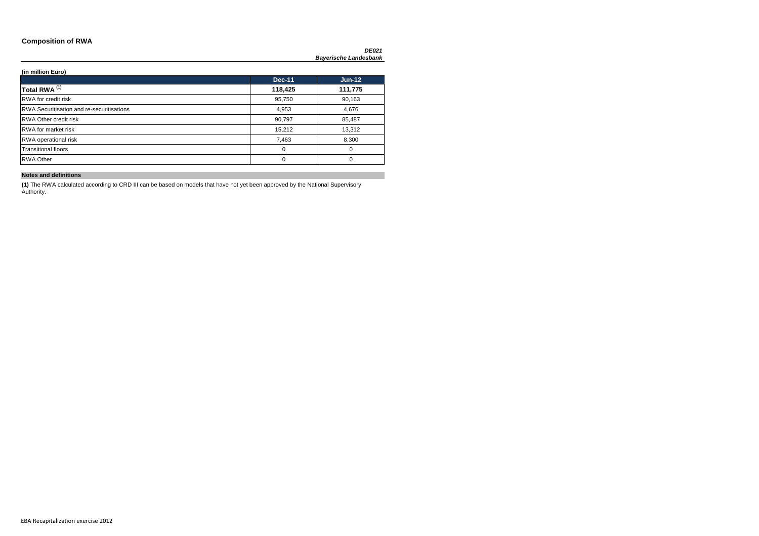# Composition of RWA

***DE021***
***Bayerische Landesbank***

**(in million Euro)**

| | Dec-11 | Jun-12 |
|---|---|---|
| **Total RWA [(1)]** | **118,425** | **111,775** |
| RWA for credit risk | 95,750 | 90,163 |
| RWA Securitisation and re-securitisations | 4,953 | 4,676 |
| RWA Other credit risk | 90,797 | 85,487 |
| RWA for market risk | 15,212 | 13,312 |
| RWA operational risk | 7,463 | 8,300 |
| Transitional floors | 0 | 0 |
| RWA Other | 0 | 0 |

**Notes and definitions**

**(1)** The RWA calculated according to CRD III can be based on models that have not yet been approved by the National Supervisory Authority.

EBA Recapitalization exercise 2012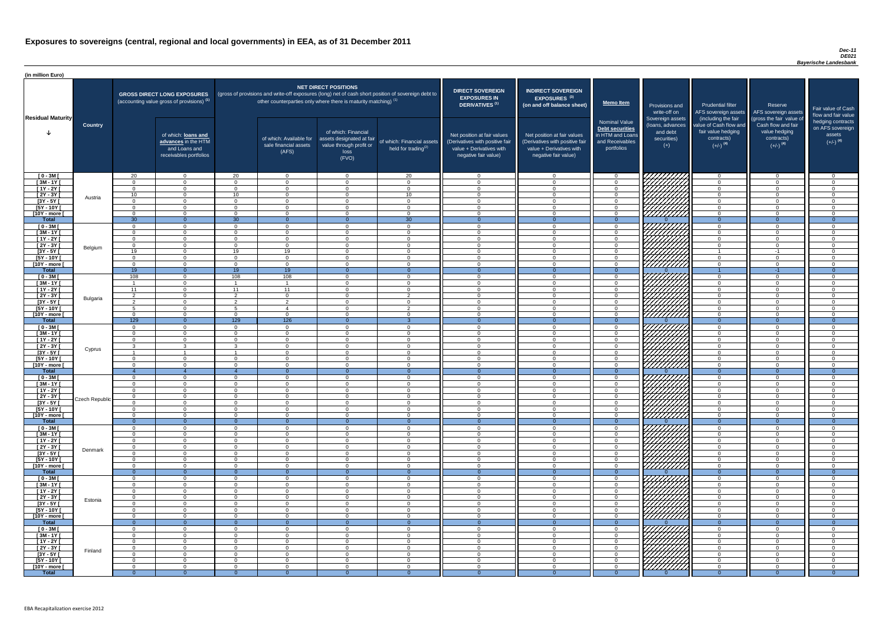# Exposures to sovereigns (central, regional and local governments) in EEA, as of 31 December 2011

*Dec-11*
*DE021*
*Bayerische Landesbank*

(in million Euro)

| Residual Maturity | Country | GROSS DIRECT LONG EXPOSURES (accounting value gross of provisions) (1) | of which: loans and advances in the HTM and Loans and receivables portfolios | NET DIRECT POSITIONS (gross of provisions and write-off exposures (long) net of cash short position of sovereign debt to other counterparties only where there is maturity matching) (1) | of which: Available for sale financial assets (AFS) | of which: Financial assets designated at fair value through profit or loss (FVO) | of which: Financial assets held for trading(2) | DIRECT SOVEREIGN EXPOSURES IN DERIVATIVES (1) Net position at fair values (Derivatives with positive fair value + Derivatives with negative fair value) | INDIRECT SOVEREIGN EXPOSURES (3) (on and off balance sheet) Net position at fair values (Derivatives with positive fair value + Derivatives with negative fair value) | Memo Item: Nominal Value Debt securities in HTM and Loans and Receivables portfolios | Provisions and write-off on Sovereign assets (loans, advances and debt securities) (+) | Prudential filter AFS sovereign assets (including the fair value of Cash flow and fair value hedging contracts) (+/-) (4) | Reserve AFS sovereign assets (gross the fair value of Cash flow and fair value hedging contracts) (+/-) (4) | Fair value of Cash flow and fair value hedging contracts on AFS sovereign assets (+/-) (4) |
|---|---|---|---|---|---|---|---|---|---|---|---|---|---|---|
| [ 0 - 3M [ | Austria | 20 | 0 | 20 | 0 | 0 | 20 | 0 | 0 | 0 | | 0 | 0 | 0 |
| [ 3M - 1Y [ | | 0 | 0 | 0 | 0 | 0 | 0 | 0 | 0 | 0 | | 0 | 0 | 0 |
| [ 1Y - 2Y [ | | 0 | 0 | 0 | 0 | 0 | 0 | 0 | 0 | 0 | | 0 | 0 | 0 |
| [ 2Y - 3Y [ | | 10 | 0 | 10 | 0 | 0 | 10 | 0 | 0 | 0 | | 0 | 0 | 0 |
| [3Y - 5Y [ | | 0 | 0 | 0 | 0 | 0 | 0 | 0 | 0 | 0 | | 0 | 0 | 0 |
| [5Y - 10Y [ | | 0 | 0 | 0 | 0 | 0 | 0 | 0 | 0 | 0 | | 0 | 0 | 0 |
| [10Y - more [ | | 0 | 0 | 0 | 0 | 0 | 0 | 0 | 0 | 0 | | 0 | 0 | 0 |
| **Total** | | 30 | 0 | 30 | 0 | 0 | 30 | 0 | 0 | 0 | 0 | 0 | 0 | 0 |
| [ 0 - 3M [ | Belgium | 0 | 0 | 0 | 0 | 0 | 0 | 0 | 0 | 0 | | 0 | 0 | 0 |
| [ 3M - 1Y [ | | 0 | 0 | 0 | 0 | 0 | 0 | 0 | 0 | 0 | | 0 | 0 | 0 |
| [ 1Y - 2Y [ | | 0 | 0 | 0 | 0 | 0 | 0 | 0 | 0 | 0 | | 0 | 0 | 0 |
| [ 2Y - 3Y [ | | 0 | 0 | 0 | 0 | 0 | 0 | 0 | 0 | 0 | | 0 | 0 | 0 |
| [3Y - 5Y [ | | 19 | 0 | 19 | 19 | 0 | 0 | 0 | 0 | 0 | | 1 | -1 | 0 |
| [5Y - 10Y [ | | 0 | 0 | 0 | 0 | 0 | 0 | 0 | 0 | 0 | | 0 | 0 | 0 |
| [10Y - more [ | | 0 | 0 | 0 | 0 | 0 | 0 | 0 | 0 | 0 | | 0 | 0 | 0 |
| **Total** | | 19 | 0 | 19 | 19 | 0 | 0 | 0 | 0 | 0 | 0 | 1 | -1 | 0 |
| [ 0 - 3M [ | Bulgaria | 108 | 0 | 108 | 108 | 0 | 0 | 0 | 0 | 0 | | 0 | 0 | 0 |
| [ 3M - 1Y [ | | 1 | 0 | 1 | 1 | 0 | 0 | 0 | 0 | 0 | | 0 | 0 | 0 |
| [ 1Y - 2Y [ | | 11 | 0 | 11 | 11 | 0 | 0 | 0 | 0 | 0 | | 0 | 0 | 0 |
| [ 2Y - 3Y [ | | 2 | 0 | 2 | 0 | 0 | 2 | 0 | 0 | 0 | | 0 | 0 | 0 |
| [3Y - 5Y [ | | 2 | 0 | 2 | 2 | 0 | 0 | 0 | 0 | 0 | | 0 | 0 | 0 |
| [5Y - 10Y [ | | 5 | 0 | 5 | 4 | 0 | 2 | 0 | 0 | 0 | | 0 | 0 | 0 |
| [10Y - more [ | | 0 | 0 | 0 | 0 | 0 | 0 | 0 | 0 | 0 | | 0 | 0 | 0 |
| **Total** | | 129 | 0 | 129 | 126 | 0 | 3 | 0 | 0 | 0 | 0 | 0 | 0 | 0 |
| [ 0 - 3M [ | Cyprus | 0 | 0 | 0 | 0 | 0 | 0 | 0 | 0 | 0 | | 0 | 0 | 0 |
| [ 3M - 1Y [ | | 0 | 0 | 0 | 0 | 0 | 0 | 0 | 0 | 0 | | 0 | 0 | 0 |
| [ 1Y - 2Y [ | | 0 | 0 | 0 | 0 | 0 | 0 | 0 | 0 | 0 | | 0 | 0 | 0 |
| [ 2Y - 3Y [ | | 3 | 3 | 3 | 0 | 0 | 0 | 0 | 0 | 0 | | 0 | 0 | 0 |
| [3Y - 5Y [ | | 1 | 1 | 1 | 0 | 0 | 0 | 0 | 0 | 0 | | 0 | 0 | 0 |
| [5Y - 10Y [ | | 0 | 0 | 0 | 0 | 0 | 0 | 0 | 0 | 0 | | 0 | 0 | 0 |
| [10Y - more [ | | 0 | 0 | 0 | 0 | 0 | 0 | 0 | 0 | 0 | | 0 | 0 | 0 |
| **Total** | | 4 | 4 | 4 | 0 | 0 | 0 | 0 | 0 | 0 | 0 | 0 | 0 | 0 |
| [ 0 - 3M [ | Czech Republic | 0 | 0 | 0 | 0 | 0 | 0 | 0 | 0 | 0 | | 0 | 0 | 0 |
| [ 3M - 1Y [ | | 0 | 0 | 0 | 0 | 0 | 0 | 0 | 0 | 0 | | 0 | 0 | 0 |
| [ 1Y - 2Y [ | | 0 | 0 | 0 | 0 | 0 | 0 | 0 | 0 | 0 | | 0 | 0 | 0 |
| [ 2Y - 3Y [ | | 0 | 0 | 0 | 0 | 0 | 0 | 0 | 0 | 0 | | 0 | 0 | 0 |
| [3Y - 5Y [ | | 0 | 0 | 0 | 0 | 0 | 0 | 0 | 0 | 0 | | 0 | 0 | 0 |
| [5Y - 10Y [ | | 0 | 0 | 0 | 0 | 0 | 0 | 0 | 0 | 0 | | 0 | 0 | 0 |
| [10Y - more [ | | 0 | 0 | 0 | 0 | 0 | 0 | 0 | 0 | 0 | | 0 | 0 | 0 |
| **Total** | | 0 | 0 | 0 | 0 | 0 | 0 | 0 | 0 | 0 | 0 | 0 | 0 | 0 |
| [ 0 - 3M [ | Denmark | 0 | 0 | 0 | 0 | 0 | 0 | 0 | 0 | 0 | | 0 | 0 | 0 |
| [ 3M - 1Y [ | | 0 | 0 | 0 | 0 | 0 | 0 | 0 | 0 | 0 | | 0 | 0 | 0 |
| [ 1Y - 2Y [ | | 0 | 0 | 0 | 0 | 0 | 0 | 0 | 0 | 0 | | 0 | 0 | 0 |
| [ 2Y - 3Y [ | | 0 | 0 | 0 | 0 | 0 | 0 | 0 | 0 | 0 | | 0 | 0 | 0 |
| [3Y - 5Y [ | | 0 | 0 | 0 | 0 | 0 | 0 | 0 | 0 | 0 | | 0 | 0 | 0 |
| [5Y - 10Y [ | | 0 | 0 | 0 | 0 | 0 | 0 | 0 | 0 | 0 | | 0 | 0 | 0 |
| [10Y - more [ | | 0 | 0 | 0 | 0 | 0 | 0 | 0 | 0 | 0 | | 0 | 0 | 0 |
| **Total** | | 0 | 0 | 0 | 0 | 0 | 0 | 0 | 0 | 0 | 0 | 0 | 0 | 0 |
| [ 0 - 3M [ | Estonia | 0 | 0 | 0 | 0 | 0 | 0 | 0 | 0 | 0 | | 0 | 0 | 0 |
| [ 3M - 1Y [ | | 0 | 0 | 0 | 0 | 0 | 0 | 0 | 0 | 0 | | 0 | 0 | 0 |
| [ 1Y - 2Y [ | | 0 | 0 | 0 | 0 | 0 | 0 | 0 | 0 | 0 | | 0 | 0 | 0 |
| [ 2Y - 3Y [ | | 0 | 0 | 0 | 0 | 0 | 0 | 0 | 0 | 0 | | 0 | 0 | 0 |
| [3Y - 5Y [ | | 0 | 0 | 0 | 0 | 0 | 0 | 0 | 0 | 0 | | 0 | 0 | 0 |
| [5Y - 10Y [ | | 0 | 0 | 0 | 0 | 0 | 0 | 0 | 0 | 0 | | 0 | 0 | 0 |
| [10Y - more [ | | 0 | 0 | 0 | 0 | 0 | 0 | 0 | 0 | 0 | | 0 | 0 | 0 |
| **Total** | | 0 | 0 | 0 | 0 | 0 | 0 | 0 | 0 | 0 | 0 | 0 | 0 | 0 |
| [ 0 - 3M [ | Finland | 0 | 0 | 0 | 0 | 0 | 0 | 0 | 0 | 0 | | 0 | 0 | 0 |
| [ 3M - 1Y [ | | 0 | 0 | 0 | 0 | 0 | 0 | 0 | 0 | 0 | | 0 | 0 | 0 |
| [ 1Y - 2Y [ | | 0 | 0 | 0 | 0 | 0 | 0 | 0 | 0 | 0 | | 0 | 0 | 0 |
| [ 2Y - 3Y [ | | 0 | 0 | 0 | 0 | 0 | 0 | 0 | 0 | 0 | | 0 | 0 | 0 |
| [3Y - 5Y [ | | 0 | 0 | 0 | 0 | 0 | 0 | 0 | 0 | 0 | | 0 | 0 | 0 |
| [5Y - 10Y [ | | 0 | 0 | 0 | 0 | 0 | 0 | 0 | 0 | 0 | | 0 | 0 | 0 |
| [10Y - more [ | | 0 | 0 | 0 | 0 | 0 | 0 | 0 | 0 | 0 | | 0 | 0 | 0 |
| **Total** | | 0 | 0 | 0 | 0 | 0 | 0 | 0 | 0 | 0 | 0 | 0 | 0 | 0 |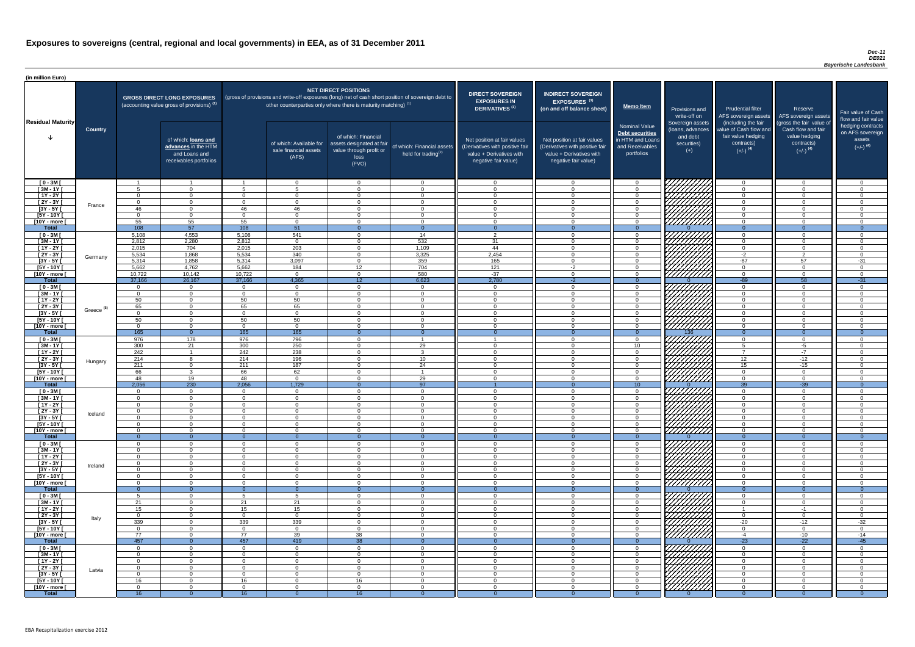# Exposures to sovereigns (central, regional and local governments) in EEA, as of 31 December 2011

*Dec-11*
*DE021*
*Bayerische Landesbank*

(in million Euro)

| Residual Maturity | Country | GROSS DIRECT LONG EXPOSURES (accounting value gross of provisions) (1) | of which: loans and advances in the HTM and Loans and receivables portfolios | NET DIRECT POSITIONS (gross of provisions and write-off exposures (long) net of cash short position of sovereign debt to other counterparties only where there is maturity matching) (1) | of which: Available for sale financial assets (AFS) | of which: Financial assets designated at fair value through profit or loss (FVO) | of which: Financial assets held for trading(2) | DIRECT SOVEREIGN EXPOSURES IN DERIVATIVES (1) Net position at fair values (Derivatives with positive fair value + Derivatives with negative fair value) | INDIRECT SOVEREIGN EXPOSURES (3) (on and off balance sheet) Net position at fair values (Derivatives with positive fair value + Derivatives with negative fair value) | Memo Item: Nominal Value Debt securities in HTM and Loans and Receivables portfolios | Provisions and write-off on Sovereign assets (loans, advances and debt securities) (+) | Prudential filter AFS sovereign assets (including the fair value of Cash flow and fair value hedging contracts) (+/-) (4) | Reserve AFS sovereign assets (gross the fair value of Cash flow and fair value hedging contracts) (+/-) (4) | Fair value of Cash flow and fair value hedging contracts on AFS sovereign assets (+/-) (4) |
|---|---|---|---|---|---|---|---|---|---|---|---|---|---|---|
| [ 0 - 3M [ | France | 1 | 1 | 1 | 0 | 0 | 0 | 0 | 0 | 0 | | 0 | 0 | 0 |
| [ 3M - 1Y [ | | 5 | 0 | 5 | 5 | 0 | 0 | 0 | 0 | 0 | | 0 | 0 | 0 |
| [ 1Y - 2Y [ | | 0 | 0 | 0 | 0 | 0 | 0 | 0 | 0 | 0 | | 0 | 0 | 0 |
| [ 2Y - 3Y [ | | 0 | 0 | 0 | 0 | 0 | 0 | 0 | 0 | 0 | | 0 | 0 | 0 |
| [3Y - 5Y [ | | 46 | 0 | 46 | 46 | 0 | 0 | 0 | 0 | 0 | | 0 | 0 | 0 |
| [5Y - 10Y [ | | 0 | 0 | 0 | 0 | 0 | 0 | 0 | 0 | 0 | | 0 | 0 | 0 |
| [10Y - more [ | | 55 | 55 | 55 | 0 | 0 | 0 | 0 | 0 | 0 | | 0 | 0 | 0 |
| **Total** | | 108 | 57 | 108 | 51 | 0 | 0 | 0 | 0 | 0 | 0 | 0 | 0 | 0 |
| [ 0 - 3M [ | Germany | 5,108 | 4,553 | 5,108 | 541 | 0 | 14 | 2 | 0 | 0 | | 0 | 0 | 0 |
| [ 3M - 1Y [ | | 2,812 | 2,280 | 2,812 | 0 | 0 | 532 | 31 | 0 | 0 | | 0 | 0 | 0 |
| [ 1Y - 2Y [ | | 2,015 | 704 | 2,015 | 203 | 0 | 1,109 | 44 | 0 | 0 | | 0 | 0 | 0 |
| [ 2Y - 3Y [ | | 5,534 | 1,868 | 5,534 | 340 | 0 | 3,325 | 2,454 | 0 | 0 | | -2 | 2 | 0 |
| [3Y - 5Y [ | | 5,314 | 1,858 | 5,314 | 3,097 | 0 | 359 | 165 | 0 | 0 | | -87 | 57 | -31 |
| [5Y - 10Y [ | | 5,662 | 4,762 | 5,662 | 184 | 12 | 704 | 121 | -2 | 0 | | 0 | 0 | 0 |
| [10Y - more [ | | 10,722 | 10,142 | 10,722 | 0 | 0 | 580 | -37 | 0 | 0 | | 0 | 0 | 0 |
| **Total** | | 37,166 | 26,167 | 37,166 | 4,365 | 12 | 6,623 | 2,780 | -2 | 0 | 0 | -89 | 58 | -31 |
| [ 0 - 3M [ | Greece (5) | 0 | 0 | 0 | 0 | 0 | 0 | 0 | 0 | 0 | | 0 | 0 | 0 |
| [ 3M - 1Y [ | | 0 | 0 | 0 | 0 | 0 | 0 | 0 | 0 | 0 | | 0 | 0 | 0 |
| [ 1Y - 2Y [ | | 50 | 0 | 50 | 50 | 0 | 0 | 0 | 0 | 0 | | 0 | 0 | 0 |
| [ 2Y - 3Y [ | | 65 | 0 | 65 | 65 | 0 | 0 | 0 | 0 | 0 | | 0 | 0 | 0 |
| [3Y - 5Y [ | | 0 | 0 | 0 | 0 | 0 | 0 | 0 | 0 | 0 | | 0 | 0 | 0 |
| [5Y - 10Y [ | | 50 | 0 | 50 | 50 | 0 | 0 | 0 | 0 | 0 | | 0 | 0 | 0 |
| [10Y - more [ | | 0 | 0 | 0 | 0 | 0 | 0 | 0 | 0 | 0 | | 0 | 0 | 0 |
| **Total** | | 165 | 0 | 165 | 165 | 0 | 0 | 0 | 0 | 0 | 136 | 0 | 0 | 0 |
| [ 0 - 3M [ | Hungary | 976 | 178 | 976 | 796 | 0 | 1 | 1 | 0 | 0 | | 0 | 0 | 0 |
| [ 3M - 1Y [ | | 300 | 21 | 300 | 250 | 0 | 29 | 0 | 0 | 10 | | 5 | -5 | 0 |
| [ 1Y - 2Y [ | | 242 | 1 | 242 | 238 | 0 | 3 | 0 | 0 | 0 | | 7 | -7 | 0 |
| [ 2Y - 3Y [ | | 214 | 8 | 214 | 196 | 0 | 10 | 0 | 0 | 0 | | 12 | -12 | 0 |
| [3Y - 5Y [ | | 211 | 0 | 211 | 187 | 0 | 24 | 0 | 0 | 0 | | 15 | -15 | 0 |
| [5Y - 10Y [ | | 66 | 3 | 66 | 62 | 0 | 1 | 0 | 0 | 0 | | 0 | 0 | 0 |
| [10Y - more [ | | 48 | 19 | 48 | 0 | 0 | 29 | 0 | 0 | 0 | | 0 | 0 | 0 |
| **Total** | | 2,056 | 230 | 2,056 | 1,729 | 0 | 97 | 1 | 0 | 10 | 0 | 39 | -39 | 0 |
| [ 0 - 3M [ | Iceland | 0 | 0 | 0 | 0 | 0 | 0 | 0 | 0 | 0 | | 0 | 0 | 0 |
| [ 3M - 1Y [ | | 0 | 0 | 0 | 0 | 0 | 0 | 0 | 0 | 0 | | 0 | 0 | 0 |
| [ 1Y - 2Y [ | | 0 | 0 | 0 | 0 | 0 | 0 | 0 | 0 | 0 | | 0 | 0 | 0 |
| [ 2Y - 3Y [ | | 0 | 0 | 0 | 0 | 0 | 0 | 0 | 0 | 0 | | 0 | 0 | 0 |
| [3Y - 5Y [ | | 0 | 0 | 0 | 0 | 0 | 0 | 0 | 0 | 0 | | 0 | 0 | 0 |
| [5Y - 10Y [ | | 0 | 0 | 0 | 0 | 0 | 0 | 0 | 0 | 0 | | 0 | 0 | 0 |
| [10Y - more [ | | 0 | 0 | 0 | 0 | 0 | 0 | 0 | 0 | 0 | | 0 | 0 | 0 |
| **Total** | | 0 | 0 | 0 | 0 | 0 | 0 | 0 | 0 | 0 | 0 | 0 | 0 | 0 |
| [ 0 - 3M [ | Ireland | 0 | 0 | 0 | 0 | 0 | 0 | 0 | 0 | 0 | | 0 | 0 | 0 |
| [ 3M - 1Y [ | | 0 | 0 | 0 | 0 | 0 | 0 | 0 | 0 | 0 | | 0 | 0 | 0 |
| [ 1Y - 2Y [ | | 0 | 0 | 0 | 0 | 0 | 0 | 0 | 0 | 0 | | 0 | 0 | 0 |
| [ 2Y - 3Y [ | | 0 | 0 | 0 | 0 | 0 | 0 | 0 | 0 | 0 | | 0 | 0 | 0 |
| [3Y - 5Y [ | | 0 | 0 | 0 | 0 | 0 | 0 | 0 | 0 | 0 | | 0 | 0 | 0 |
| [5Y - 10Y [ | | 0 | 0 | 0 | 0 | 0 | 0 | 0 | 0 | 0 | | 0 | 0 | 0 |
| [10Y - more [ | | 0 | 0 | 0 | 0 | 0 | 0 | 0 | 0 | 0 | | 0 | 0 | 0 |
| **Total** | | 0 | 0 | 0 | 0 | 0 | 0 | 0 | 0 | 0 | 0 | 0 | 0 | 0 |
| [ 0 - 3M [ | Italy | 5 | 0 | 5 | 5 | 0 | 0 | 0 | 0 | 0 | | 0 | 0 | 0 |
| [ 3M - 1Y [ | | 21 | 0 | 21 | 21 | 0 | 0 | 0 | 0 | 0 | | 0 | 0 | 0 |
| [ 1Y - 2Y [ | | 15 | 0 | 15 | 15 | 0 | 0 | 0 | 0 | 0 | | 1 | -1 | 0 |
| [ 2Y - 3Y [ | | 0 | 0 | 0 | 0 | 0 | 0 | 0 | 0 | 0 | | 0 | 0 | 0 |
| [3Y - 5Y [ | | 339 | 0 | 339 | 339 | 0 | 0 | 0 | 0 | 0 | | -20 | -12 | -32 |
| [5Y - 10Y [ | | 0 | 0 | 0 | 0 | 0 | 0 | 0 | 0 | 0 | | 0 | 0 | 0 |
| [10Y - more [ | | 77 | 0 | 77 | 39 | 38 | 0 | 0 | 0 | 0 | | -4 | -10 | -14 |
| **Total** | | 457 | 0 | 457 | 419 | 38 | 0 | 0 | 0 | 0 | 0 | -23 | -22 | -45 |
| [ 0 - 3M [ | Latvia | 0 | 0 | 0 | 0 | 0 | 0 | 0 | 0 | 0 | | 0 | 0 | 0 |
| [ 3M - 1Y [ | | 0 | 0 | 0 | 0 | 0 | 0 | 0 | 0 | 0 | | 0 | 0 | 0 |
| [ 1Y - 2Y [ | | 0 | 0 | 0 | 0 | 0 | 0 | 0 | 0 | 0 | | 0 | 0 | 0 |
| [ 2Y - 3Y [ | | 0 | 0 | 0 | 0 | 0 | 0 | 0 | 0 | 0 | | 0 | 0 | 0 |
| [3Y - 5Y [ | | 0 | 0 | 0 | 0 | 0 | 0 | 0 | 0 | 0 | | 0 | 0 | 0 |
| [5Y - 10Y [ | | 16 | 0 | 16 | 0 | 16 | 0 | 0 | 0 | 0 | | 0 | 0 | 0 |
| [10Y - more [ | | 0 | 0 | 0 | 0 | 0 | 0 | 0 | 0 | 0 | | 0 | 0 | 0 |
| **Total** | | 16 | 0 | 16 | 0 | 16 | 0 | 0 | 0 | 0 | 0 | 0 | 0 | 0 |

EBA Recapitalization exercise 2012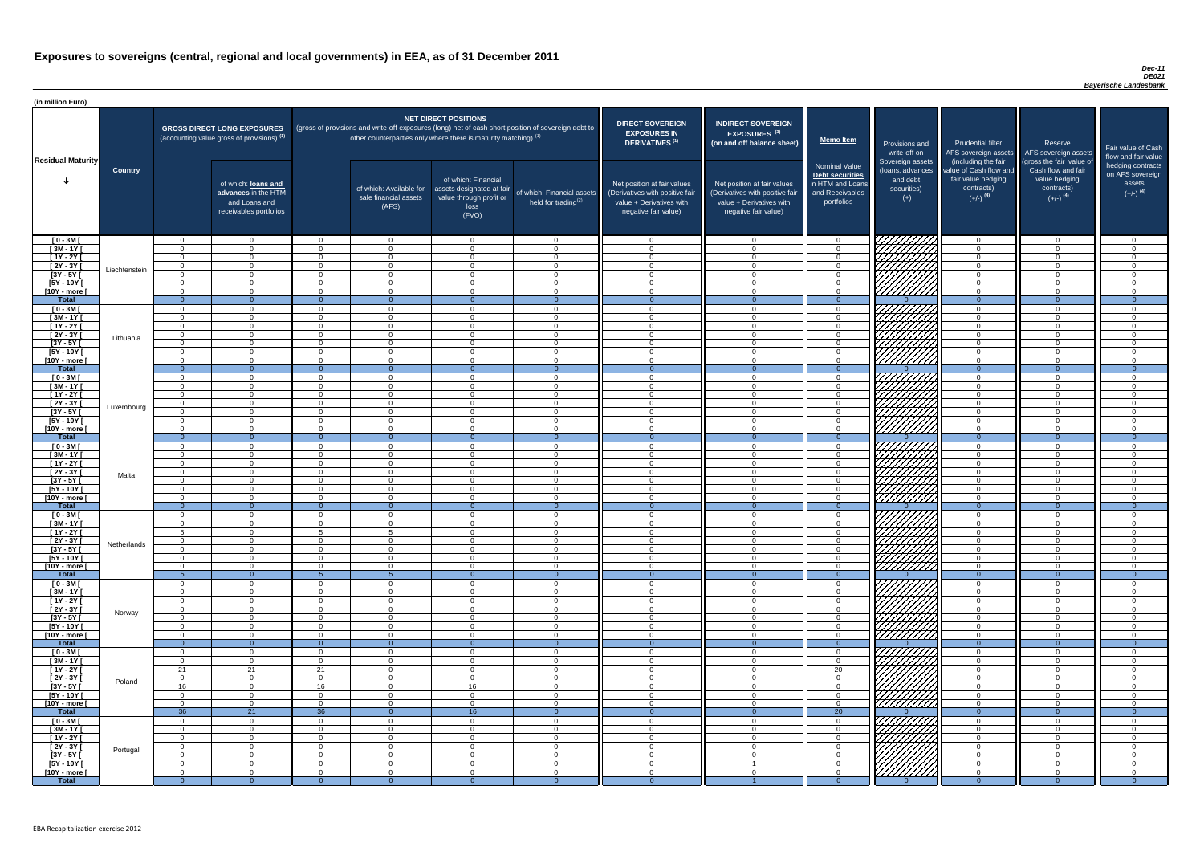# Exposures to sovereigns (central, regional and local governments) in EEA, as of 31 December 2011

*Dec-11*
*DE021*
*Bayerische Landesbank*

(in million Euro)

| Residual Maturity | Country | GROSS DIRECT LONG EXPOSURES (accounting value gross of provisions) (1) | of which: loans and advances in the HTM and Loans and receivables portfolios | NET DIRECT POSITIONS (gross of provisions and write-off exposures (long) net of cash short position of sovereign debt to other counterparties only where there is maturity matching) (1) | of which: Available for sale financial assets (AFS) | of which: Financial assets designated at fair value through profit or loss (FVO) | of which: Financial assets held for trading(2) | DIRECT SOVEREIGN EXPOSURES IN DERIVATIVES (1) Net position at fair values (Derivatives with positive fair value + Derivatives with negative fair value) | INDIRECT SOVEREIGN EXPOSURES (3) (on and off balance sheet) Net position at fair values (Derivatives with positive fair value + Derivatives with negative fair value) | Memo Item Nominal Value Debt securities in HTM and Loans and Receivables portfolios | Provisions and write-off on Sovereign assets (loans, advances and debt securities) (+) | Prudential filter AFS sovereign assets (including the fair value of Cash flow and fair value hedging contracts) (+/-) (4) | Reserve AFS sovereign assets (gross the fair value of Cash flow and fair value hedging contracts) (+/-) (4) | Fair value of Cash flow and fair value hedging contracts on AFS sovereign assets (+/-) (4) |
|---|---|---|---|---|---|---|---|---|---|---|---|---|---|---|
| [ 0 - 3M [ | Liechtenstein | 0 | 0 | 0 | 0 | 0 | 0 | 0 | 0 | 0 | | 0 | 0 | 0 |
| [ 3M - 1Y [ | | 0 | 0 | 0 | 0 | 0 | 0 | 0 | 0 | 0 | | 0 | 0 | 0 |
| [ 1Y - 2Y [ | | 0 | 0 | 0 | 0 | 0 | 0 | 0 | 0 | 0 | | 0 | 0 | 0 |
| [ 2Y - 3Y [ | | 0 | 0 | 0 | 0 | 0 | 0 | 0 | 0 | 0 | | 0 | 0 | 0 |
| [3Y - 5Y [ | | 0 | 0 | 0 | 0 | 0 | 0 | 0 | 0 | 0 | | 0 | 0 | 0 |
| [5Y - 10Y [ | | 0 | 0 | 0 | 0 | 0 | 0 | 0 | 0 | 0 | | 0 | 0 | 0 |
| [10Y - more [ | | 0 | 0 | 0 | 0 | 0 | 0 | 0 | 0 | 0 | | 0 | 0 | 0 |
| **Total** | | 0 | 0 | 0 | 0 | 0 | 0 | 0 | 0 | 0 | 0 | 0 | 0 | 0 |
| [ 0 - 3M [ | Lithuania | 0 | 0 | 0 | 0 | 0 | 0 | 0 | 0 | 0 | | 0 | 0 | 0 |
| [ 3M - 1Y [ | | 0 | 0 | 0 | 0 | 0 | 0 | 0 | 0 | 0 | | 0 | 0 | 0 |
| [ 1Y - 2Y [ | | 0 | 0 | 0 | 0 | 0 | 0 | 0 | 0 | 0 | | 0 | 0 | 0 |
| [ 2Y - 3Y [ | | 0 | 0 | 0 | 0 | 0 | 0 | 0 | 0 | 0 | | 0 | 0 | 0 |
| [3Y - 5Y [ | | 0 | 0 | 0 | 0 | 0 | 0 | 0 | 0 | 0 | | 0 | 0 | 0 |
| [5Y - 10Y [ | | 0 | 0 | 0 | 0 | 0 | 0 | 0 | 0 | 0 | | 0 | 0 | 0 |
| [10Y - more [ | | 0 | 0 | 0 | 0 | 0 | 0 | 0 | 0 | 0 | | 0 | 0 | 0 |
| **Total** | | 0 | 0 | 0 | 0 | 0 | 0 | 0 | 0 | 0 | 0 | 0 | 0 | 0 |
| [ 0 - 3M [ | Luxembourg | 0 | 0 | 0 | 0 | 0 | 0 | 0 | 0 | 0 | | 0 | 0 | 0 |
| [ 3M - 1Y [ | | 0 | 0 | 0 | 0 | 0 | 0 | 0 | 0 | 0 | | 0 | 0 | 0 |
| [ 1Y - 2Y [ | | 0 | 0 | 0 | 0 | 0 | 0 | 0 | 0 | 0 | | 0 | 0 | 0 |
| [ 2Y - 3Y [ | | 0 | 0 | 0 | 0 | 0 | 0 | 0 | 0 | 0 | | 0 | 0 | 0 |
| [3Y - 5Y [ | | 0 | 0 | 0 | 0 | 0 | 0 | 0 | 0 | 0 | | 0 | 0 | 0 |
| [5Y - 10Y [ | | 0 | 0 | 0 | 0 | 0 | 0 | 0 | 0 | 0 | | 0 | 0 | 0 |
| [10Y - more [ | | 0 | 0 | 0 | 0 | 0 | 0 | 0 | 0 | 0 | | 0 | 0 | 0 |
| **Total** | | 0 | 0 | 0 | 0 | 0 | 0 | 0 | 0 | 0 | 0 | 0 | 0 | 0 |
| [ 0 - 3M [ | Malta | 0 | 0 | 0 | 0 | 0 | 0 | 0 | 0 | 0 | | 0 | 0 | 0 |
| [ 3M - 1Y [ | | 0 | 0 | 0 | 0 | 0 | 0 | 0 | 0 | 0 | | 0 | 0 | 0 |
| [ 1Y - 2Y [ | | 0 | 0 | 0 | 0 | 0 | 0 | 0 | 0 | 0 | | 0 | 0 | 0 |
| [ 2Y - 3Y [ | | 0 | 0 | 0 | 0 | 0 | 0 | 0 | 0 | 0 | | 0 | 0 | 0 |
| [3Y - 5Y [ | | 0 | 0 | 0 | 0 | 0 | 0 | 0 | 0 | 0 | | 0 | 0 | 0 |
| [5Y - 10Y [ | | 0 | 0 | 0 | 0 | 0 | 0 | 0 | 0 | 0 | | 0 | 0 | 0 |
| [10Y - more [ | | 0 | 0 | 0 | 0 | 0 | 0 | 0 | 0 | 0 | | 0 | 0 | 0 |
| **Total** | | 0 | 0 | 0 | 0 | 0 | 0 | 0 | 0 | 0 | 0 | 0 | 0 | 0 |
| [ 0 - 3M [ | Netherlands | 0 | 0 | 0 | 0 | 0 | 0 | 0 | 0 | 0 | | 0 | 0 | 0 |
| [ 3M - 1Y [ | | 0 | 0 | 0 | 0 | 0 | 0 | 0 | 0 | 0 | | 0 | 0 | 0 |
| [ 1Y - 2Y [ | | 5 | 0 | 5 | 5 | 0 | 0 | 0 | 0 | 0 | | 0 | 0 | 0 |
| [ 2Y - 3Y [ | | 0 | 0 | 0 | 0 | 0 | 0 | 0 | 0 | 0 | | 0 | 0 | 0 |
| [3Y - 5Y [ | | 0 | 0 | 0 | 0 | 0 | 0 | 0 | 0 | 0 | | 0 | 0 | 0 |
| [5Y - 10Y [ | | 0 | 0 | 0 | 0 | 0 | 0 | 0 | 0 | 0 | | 0 | 0 | 0 |
| [10Y - more [ | | 0 | 0 | 0 | 0 | 0 | 0 | 0 | 0 | 0 | | 0 | 0 | 0 |
| **Total** | | 5 | 0 | 5 | 5 | 0 | 0 | 0 | 0 | 0 | 0 | 0 | 0 | 0 |
| [ 0 - 3M [ | Norway | 0 | 0 | 0 | 0 | 0 | 0 | 0 | 0 | 0 | | 0 | 0 | 0 |
| [ 3M - 1Y [ | | 0 | 0 | 0 | 0 | 0 | 0 | 0 | 0 | 0 | | 0 | 0 | 0 |
| [ 1Y - 2Y [ | | 0 | 0 | 0 | 0 | 0 | 0 | 0 | 0 | 0 | | 0 | 0 | 0 |
| [ 2Y - 3Y [ | | 0 | 0 | 0 | 0 | 0 | 0 | 0 | 0 | 0 | | 0 | 0 | 0 |
| [3Y - 5Y [ | | 0 | 0 | 0 | 0 | 0 | 0 | 0 | 0 | 0 | | 0 | 0 | 0 |
| [5Y - 10Y [ | | 0 | 0 | 0 | 0 | 0 | 0 | 0 | 0 | 0 | | 0 | 0 | 0 |
| [10Y - more [ | | 0 | 0 | 0 | 0 | 0 | 0 | 0 | 0 | 0 | | 0 | 0 | 0 |
| **Total** | | 0 | 0 | 0 | 0 | 0 | 0 | 0 | 0 | 0 | 0 | 0 | 0 | 0 |
| [ 0 - 3M [ | Poland | 0 | 0 | 0 | 0 | 0 | 0 | 0 | 0 | 0 | | 0 | 0 | 0 |
| [ 3M - 1Y [ | | 0 | 0 | 0 | 0 | 0 | 0 | 0 | 0 | 0 | | 0 | 0 | 0 |
| [ 1Y - 2Y [ | | 21 | 21 | 21 | 0 | 0 | 0 | 0 | 0 | 20 | | 0 | 0 | 0 |
| [ 2Y - 3Y [ | | 0 | 0 | 0 | 0 | 0 | 0 | 0 | 0 | 0 | | 0 | 0 | 0 |
| [3Y - 5Y [ | | 16 | 0 | 16 | 0 | 16 | 0 | 0 | 0 | 0 | | 0 | 0 | 0 |
| [5Y - 10Y [ | | 0 | 0 | 0 | 0 | 0 | 0 | 0 | 0 | 0 | | 0 | 0 | 0 |
| [10Y - more [ | | 0 | 0 | 0 | 0 | 0 | 0 | 0 | 0 | 0 | | 0 | 0 | 0 |
| **Total** | | 36 | 21 | 36 | 0 | 16 | 0 | 0 | 0 | 20 | 0 | 0 | 0 | 0 |
| [ 0 - 3M [ | Portugal | 0 | 0 | 0 | 0 | 0 | 0 | 0 | 0 | 0 | | 0 | 0 | 0 |
| [ 3M - 1Y [ | | 0 | 0 | 0 | 0 | 0 | 0 | 0 | 0 | 0 | | 0 | 0 | 0 |
| [ 1Y - 2Y [ | | 0 | 0 | 0 | 0 | 0 | 0 | 0 | 0 | 0 | | 0 | 0 | 0 |
| [ 2Y - 3Y [ | | 0 | 0 | 0 | 0 | 0 | 0 | 0 | 0 | 0 | | 0 | 0 | 0 |
| [3Y - 5Y [ | | 0 | 0 | 0 | 0 | 0 | 0 | 0 | 0 | 0 | | 0 | 0 | 0 |
| [5Y - 10Y [ | | 0 | 0 | 0 | 0 | 0 | 0 | 0 | 1 | 0 | | 0 | 0 | 0 |
| [10Y - more [ | | 0 | 0 | 0 | 0 | 0 | 0 | 0 | 0 | 0 | | 0 | 0 | 0 |
| **Total** | | 0 | 0 | 0 | 0 | 0 | 0 | 0 | 1 | 0 | 0 | 0 | 0 | 0 |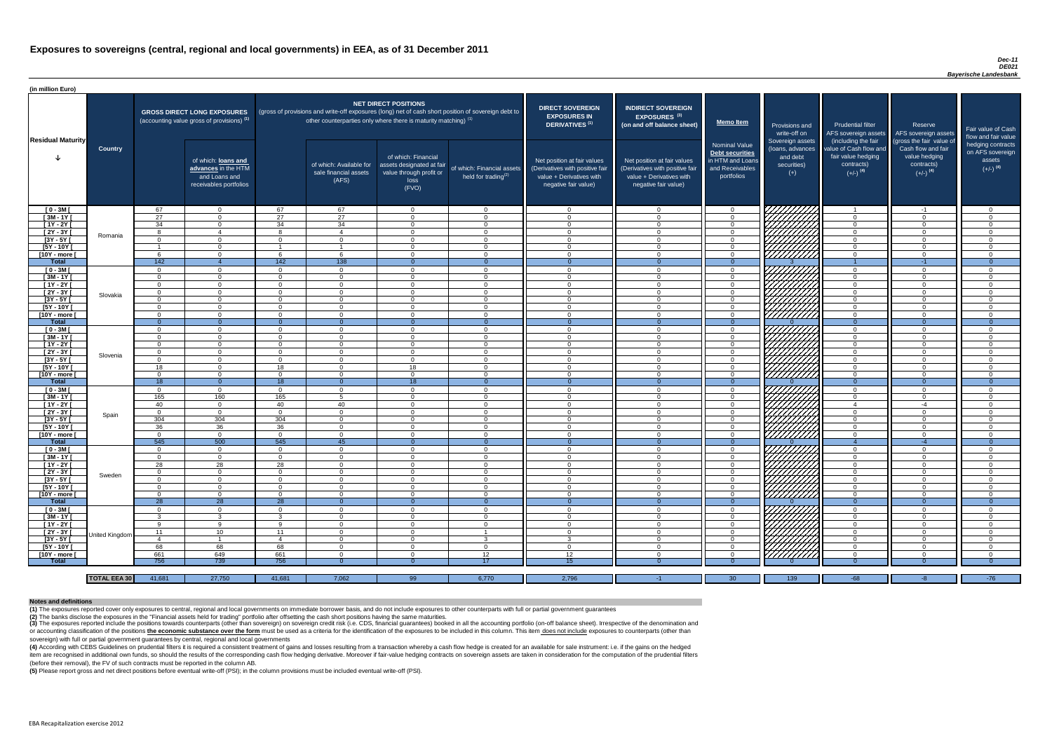# Exposures to sovereigns (central, regional and local governments) in EEA, as of 31 December 2011

*Dec-11*
*DE021*
*Bayerische Landesbank*

(in million Euro)

| Residual Maturity | Country | GROSS DIRECT LONG EXPOSURES (accounting value gross of provisions) (1) | of which: loans and advances in the HTM and Loans and receivables portfolios | NET DIRECT POSITIONS (gross of provisions and write-off exposures (long) net of cash short position of sovereign debt to other counterparties only where there is maturity matching) (1) | of which: Available for sale financial assets (AFS) | of which: Financial assets designated at fair value through profit or loss (FVO) | of which: Financial assets held for trading(2) | DIRECT SOVEREIGN EXPOSURES IN DERIVATIVES (1) Net position at fair values (Derivatives with positive fair value + Derivatives with negative fair value) | INDIRECT SOVEREIGN EXPOSURES (3) (on and off balance sheet) Net position at fair values (Derivatives with positive fair value + Derivatives with negative fair value) | Memo Item Nominal Value Debt securities in HTM and Loans and Receivables portfolios | Provisions and write-off on Sovereign assets (loans, advances and debt securities) (+) | Prudential filter AFS sovereign assets (including the fair value of Cash flow and fair value hedging contracts) (+/-) (4) | Reserve AFS sovereign assets (gross the fair value of Cash flow and fair value hedging contracts) (+/-) (4) | Fair value of Cash flow and fair value hedging contracts on AFS sovereign assets (+/-) (4) |
|---|---|---|---|---|---|---|---|---|---|---|---|---|---|---|
| [ 0 - 3M [ | Romania | 67 | 0 | 67 | 67 | 0 | 0 | 0 | 0 | 0 | | 1 | -1 | 0 |
| [ 3M - 1Y [ | | 27 | 0 | 27 | 27 | 0 | 0 | 0 | 0 | 0 | | 0 | 0 | 0 |
| [ 1Y - 2Y [ | | 34 | 0 | 34 | 34 | 0 | 0 | 0 | 0 | 0 | | 0 | 0 | 0 |
| [ 2Y - 3Y [ | | 8 | 4 | 8 | 4 | 0 | 0 | 0 | 0 | 0 | | 0 | 0 | 0 |
| [3Y - 5Y [ | | 0 | 0 | 0 | 0 | 0 | 0 | 0 | 0 | 0 | | 0 | 0 | 0 |
| [5Y - 10Y [ | | 1 | 0 | 1 | 1 | 0 | 0 | 0 | 0 | 0 | | 0 | 0 | 0 |
| [10Y - more [ | | 6 | 0 | 6 | 6 | 0 | 0 | 0 | 0 | 0 | | 0 | 0 | 0 |
| **Total** | | 142 | 4 | 142 | 138 | 0 | 0 | 0 | 0 | 0 | 3 | 1 | -1 | 0 |
| [ 0 - 3M [ | Slovakia | 0 | 0 | 0 | 0 | 0 | 0 | 0 | 0 | 0 | | 0 | 0 | 0 |
| [ 3M - 1Y [ | | 0 | 0 | 0 | 0 | 0 | 0 | 0 | 0 | 0 | | 0 | 0 | 0 |
| [ 1Y - 2Y [ | | 0 | 0 | 0 | 0 | 0 | 0 | 0 | 0 | 0 | | 0 | 0 | 0 |
| [ 2Y - 3Y [ | | 0 | 0 | 0 | 0 | 0 | 0 | 0 | 0 | 0 | | 0 | 0 | 0 |
| [3Y - 5Y [ | | 0 | 0 | 0 | 0 | 0 | 0 | 0 | 0 | 0 | | 0 | 0 | 0 |
| [5Y - 10Y [ | | 0 | 0 | 0 | 0 | 0 | 0 | 0 | 0 | 0 | | 0 | 0 | 0 |
| [10Y - more [ | | 0 | 0 | 0 | 0 | 0 | 0 | 0 | 0 | 0 | | 0 | 0 | 0 |
| **Total** | | 0 | 0 | 0 | 0 | 0 | 0 | 0 | 0 | 0 | 0 | 0 | 0 | 0 |
| [ 0 - 3M [ | Slovenia | 0 | 0 | 0 | 0 | 0 | 0 | 0 | 0 | 0 | | 0 | 0 | 0 |
| [ 3M - 1Y [ | | 0 | 0 | 0 | 0 | 0 | 0 | 0 | 0 | 0 | | 0 | 0 | 0 |
| [ 1Y - 2Y [ | | 0 | 0 | 0 | 0 | 0 | 0 | 0 | 0 | 0 | | 0 | 0 | 0 |
| [ 2Y - 3Y [ | | 0 | 0 | 0 | 0 | 0 | 0 | 0 | 0 | 0 | | 0 | 0 | 0 |
| [3Y - 5Y [ | | 0 | 0 | 0 | 0 | 0 | 0 | 0 | 0 | 0 | | 0 | 0 | 0 |
| [5Y - 10Y [ | | 18 | 0 | 18 | 0 | 18 | 0 | 0 | 0 | 0 | | 0 | 0 | 0 |
| [10Y - more [ | | 0 | 0 | 0 | 0 | 0 | 0 | 0 | 0 | 0 | | 0 | 0 | 0 |
| **Total** | | 18 | 0 | 18 | 0 | 18 | 0 | 0 | 0 | 0 | 0 | 0 | 0 | 0 |
| [ 0 - 3M [ | Spain | 0 | 0 | 0 | 0 | 0 | 0 | 0 | 0 | 0 | | 0 | 0 | 0 |
| [ 3M - 1Y [ | | 165 | 160 | 165 | 5 | 0 | 0 | 0 | 0 | 0 | | 0 | 0 | 0 |
| [ 1Y - 2Y [ | | 40 | 0 | 40 | 40 | 0 | 0 | 0 | 0 | 0 | | 4 | -4 | 0 |
| [ 2Y - 3Y [ | | 0 | 0 | 0 | 0 | 0 | 0 | 0 | 0 | 0 | | 0 | 0 | 0 |
| [3Y - 5Y [ | | 304 | 304 | 304 | 0 | 0 | 0 | 0 | 0 | 0 | | 0 | 0 | 0 |
| [5Y - 10Y [ | | 36 | 36 | 36 | 0 | 0 | 0 | 0 | 0 | 0 | | 0 | 0 | 0 |
| [10Y - more [ | | 0 | 0 | 0 | 0 | 0 | 0 | 0 | 0 | 0 | | 0 | 0 | 0 |
| **Total** | | 545 | 500 | 545 | 45 | 0 | 0 | 0 | 0 | 0 | 0 | 4 | -4 | 0 |
| [ 0 - 3M [ | Sweden | 0 | 0 | 0 | 0 | 0 | 0 | 0 | 0 | 0 | | 0 | 0 | 0 |
| [ 3M - 1Y [ | | 0 | 0 | 0 | 0 | 0 | 0 | 0 | 0 | 0 | | 0 | 0 | 0 |
| [ 1Y - 2Y [ | | 28 | 28 | 28 | 0 | 0 | 0 | 0 | 0 | 0 | | 0 | 0 | 0 |
| [ 2Y - 3Y [ | | 0 | 0 | 0 | 0 | 0 | 0 | 0 | 0 | 0 | | 0 | 0 | 0 |
| [3Y - 5Y [ | | 0 | 0 | 0 | 0 | 0 | 0 | 0 | 0 | 0 | | 0 | 0 | 0 |
| [5Y - 10Y [ | | 0 | 0 | 0 | 0 | 0 | 0 | 0 | 0 | 0 | | 0 | 0 | 0 |
| [10Y - more [ | | 0 | 0 | 0 | 0 | 0 | 0 | 0 | 0 | 0 | | 0 | 0 | 0 |
| **Total** | | 28 | 28 | 28 | 0 | 0 | 0 | 0 | 0 | 0 | 0 | 0 | 0 | 0 |
| [ 0 - 3M [ | United Kingdom | 0 | 0 | 0 | 0 | 0 | 0 | 0 | 0 | 0 | | 0 | 0 | 0 |
| [ 3M - 1Y [ | | 3 | 3 | 3 | 0 | 0 | 0 | 0 | 0 | 0 | | 0 | 0 | 0 |
| [ 1Y - 2Y [ | | 9 | 9 | 9 | 0 | 0 | 0 | 0 | 0 | 0 | | 0 | 0 | 0 |
| [ 2Y - 3Y [ | | 11 | 10 | 11 | 0 | 0 | 1 | 0 | 0 | 0 | | 0 | 0 | 0 |
| [3Y - 5Y [ | | 4 | 1 | 4 | 0 | 0 | 3 | 3 | 0 | 0 | | 0 | 0 | 0 |
| [5Y - 10Y [ | | 68 | 68 | 68 | 0 | 0 | 0 | 0 | 0 | 0 | | 0 | 0 | 0 |
| [10Y - more [ | | 661 | 649 | 661 | 0 | 0 | 12 | 12 | 0 | 0 | | 0 | 0 | 0 |
| **Total** | | 756 | 739 | 756 | 0 | 0 | 17 | 15 | 0 | 0 | 0 | 0 | 0 | 0 |
| | **TOTAL EEA 30** | 41,681 | 27,750 | 41,681 | 7,062 | 99 | 6,770 | 2,796 | -1 | 30 | 139 | -68 | -8 | -76 |

**Notes and definitions**

**(1)** The exposures reported cover only exposures to central, regional and local governments on immediate borrower basis, and do not include exposures to other counterparts with full or partial government guarantees

**(2)** The banks disclose the exposures in the "Financial assets held for trading" portfolio after offsetting the cash short positions having the same maturities.

**(3)** The exposures reported include the positions towards counterparts (other than sovereign) on sovereign credit risk (i.e. CDS, financial guarantees) booked in all the accounting portfolio (on-off balance sheet). Irrespective of the denomination and or accounting classification of the positions **the economic substance over the form** must be used as a criteria for the identification of the exposures to be included in this column. This item does not include exposures to counterparts (other than sovereign) with full or partial government guarantees by central, regional and local governments

**(4)** According with CEBS Guidelines on prudential filters it is required a consistent treatment of gains and losses resulting from a transaction whereby a cash flow hedge is created for an available for sale instrument: i.e. if the gains on the hedged item are recognised in additional own funds, so should the results of the corresponding cash flow hedging derivative. Moreover if fair-value hedging contracts on sovereign assets are taken in consideration for the computation of the prudential filters (before their removal), the FV of such contracts must be reported in the column AB.

**(5)** Please report gross and net direct positions before eventual write-off (PSI); in the column provisions must be included eventual write-off (PSI).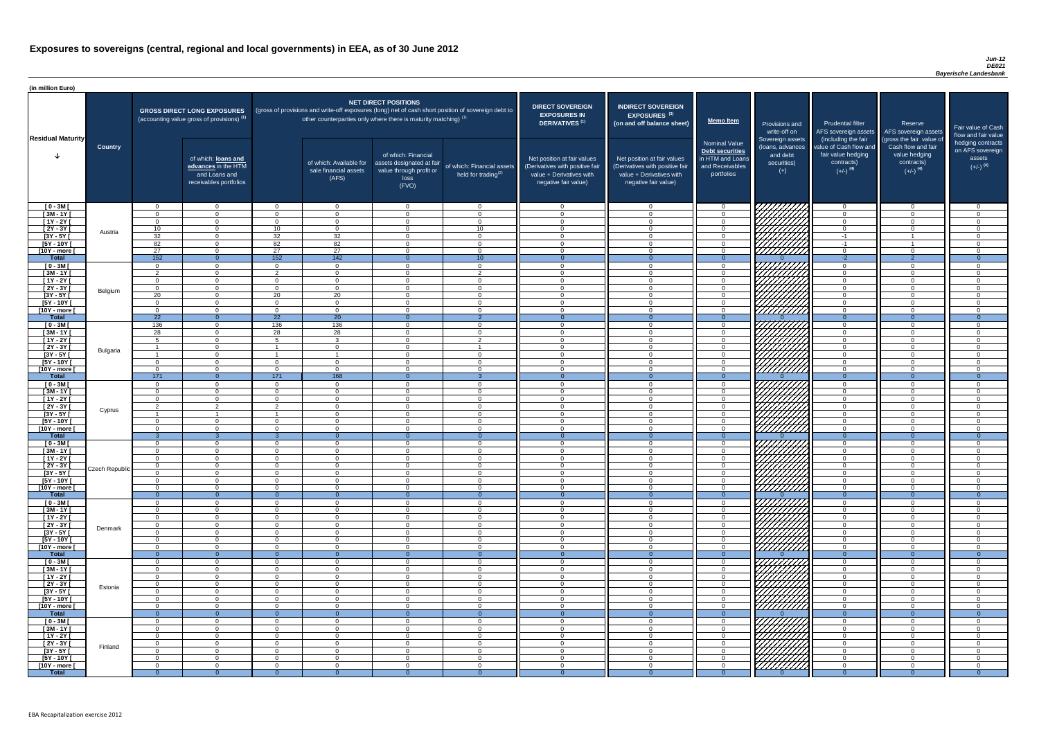# Exposures to sovereigns (central, regional and local governments) in EEA, as of 30 June 2012

*Jun-12*
*DE021*
*Bayerische Landesbank*

(in million Euro)

| Residual Maturity | Country | GROSS DIRECT LONG EXPOSURES (accounting value gross of provisions) (1) | of which: loans and advances in the HTM and Loans and receivables portfolios | NET DIRECT POSITIONS (gross of provisions and write-off exposures (long) net of cash short position of sovereign debt to other counterparties only where there is maturity matching) (1) | of which: Available for sale financial assets (AFS) | of which: Financial assets designated at fair value through profit or loss (FVO) | of which: Financial assets held for trading (2) | DIRECT SOVEREIGN EXPOSURES IN DERIVATIVES (1) Net position at fair values (Derivatives with positive fair value + Derivatives with negative fair value) | INDIRECT SOVEREIGN EXPOSURES (3) (on and off balance sheet) Net position at fair values (Derivatives with positive fair value + Derivatives with negative fair value) | Memo Item: Nominal Value Debt securities in HTM and Loans and Receivables portfolios | Provisions and write-off on Sovereign assets (loans, advances and debt securities) (+) | Prudential filter AFS sovereign assets (including the fair value of Cash flow and fair value hedging contracts) (+/-) (4) | Reserve AFS sovereign assets (gross the fair value of Cash flow and fair value hedging contracts) (+/-) (4) | Fair value of Cash flow and fair value hedging contracts on AFS sovereign assets (+/-) (4) |
|---|---|---|---|---|---|---|---|---|---|---|---|---|---|---|
| [ 0 - 3M [ | Austria | 0 | 0 | 0 | 0 | 0 | 0 | 0 | 0 | 0 | | 0 | 0 | 0 |
| [ 3M - 1Y [ | | 0 | 0 | 0 | 0 | 0 | 0 | 0 | 0 | 0 | | 0 | 0 | 0 |
| [ 1Y - 2Y [ | | 0 | 0 | 0 | 0 | 0 | 0 | 0 | 0 | 0 | | 0 | 0 | 0 |
| [ 2Y - 3Y [ | | 10 | 0 | 10 | 0 | 0 | 10 | 0 | 0 | 0 | | 0 | 0 | 0 |
| [3Y - 5Y [ | | 32 | 0 | 32 | 32 | 0 | 0 | 0 | 0 | 0 | | -1 | 1 | 0 |
| [5Y - 10Y [ | | 82 | 0 | 82 | 82 | 0 | 0 | 0 | 0 | 0 | | -1 | 1 | 0 |
| [10Y - more [ | | 27 | 0 | 27 | 27 | 0 | 0 | 0 | 0 | 0 | | 0 | 0 | 0 |
| **Total** | | 152 | 0 | 152 | 142 | 0 | 10 | 0 | 0 | 0 | 0 | -2 | 2 | 0 |
| [ 0 - 3M [ | Belgium | 0 | 0 | 0 | 0 | 0 | 0 | 0 | 0 | 0 | | 0 | 0 | 0 |
| [ 3M - 1Y [ | | 2 | 0 | 2 | 0 | 0 | 2 | 0 | 0 | 0 | | 0 | 0 | 0 |
| [ 1Y - 2Y [ | | 0 | 0 | 0 | 0 | 0 | 0 | 0 | 0 | 0 | | 0 | 0 | 0 |
| [ 2Y - 3Y [ | | 0 | 0 | 0 | 0 | 0 | 0 | 0 | 0 | 0 | | 0 | 0 | 0 |
| [3Y - 5Y [ | | 20 | 0 | 20 | 20 | 0 | 0 | 0 | 0 | 0 | | 0 | 0 | 0 |
| [5Y - 10Y [ | | 0 | 0 | 0 | 0 | 0 | 0 | 0 | 0 | 0 | | 0 | 0 | 0 |
| [10Y - more [ | | 0 | 0 | 0 | 0 | 0 | 0 | 0 | 0 | 0 | | 0 | 0 | 0 |
| **Total** | | 22 | 0 | 22 | 20 | 0 | 2 | 0 | 0 | 0 | 0 | 0 | 0 | 0 |
| [ 0 - 3M [ | Bulgaria | 136 | 0 | 136 | 136 | 0 | 0 | 0 | 0 | 0 | | 0 | 0 | 0 |
| [ 3M - 1Y [ | | 28 | 0 | 28 | 28 | 0 | 0 | 0 | 0 | 0 | | 0 | 0 | 0 |
| [ 1Y - 2Y [ | | 5 | 0 | 5 | 3 | 0 | 2 | 0 | 0 | 0 | | 0 | 0 | 0 |
| [ 2Y - 3Y [ | | 1 | 0 | 1 | 0 | 0 | 1 | 0 | 0 | 0 | | 0 | 0 | 0 |
| [3Y - 5Y [ | | 1 | 0 | 1 | 1 | 0 | 0 | 0 | 0 | 0 | | 0 | 0 | 0 |
| [5Y - 10Y [ | | 0 | 0 | 0 | 0 | 0 | 0 | 0 | 0 | 0 | | 0 | 0 | 0 |
| [10Y - more [ | | 0 | 0 | 0 | 0 | 0 | 0 | 0 | 0 | 0 | | 0 | 0 | 0 |
| **Total** | | 171 | 0 | 171 | 168 | 0 | 3 | 0 | 0 | 0 | 0 | 0 | 0 | 0 |
| [ 0 - 3M [ | Cyprus | 0 | 0 | 0 | 0 | 0 | 0 | 0 | 0 | 0 | | 0 | 0 | 0 |
| [ 3M - 1Y [ | | 0 | 0 | 0 | 0 | 0 | 0 | 0 | 0 | 0 | | 0 | 0 | 0 |
| [ 1Y - 2Y [ | | 0 | 0 | 0 | 0 | 0 | 0 | 0 | 0 | 0 | | 0 | 0 | 0 |
| [ 2Y - 3Y [ | | 2 | 2 | 2 | 0 | 0 | 0 | 0 | 0 | 0 | | 0 | 0 | 0 |
| [3Y - 5Y [ | | 1 | 1 | 1 | 0 | 0 | 0 | 0 | 0 | 0 | | 0 | 0 | 0 |
| [5Y - 10Y [ | | 0 | 0 | 0 | 0 | 0 | 0 | 0 | 0 | 0 | | 0 | 0 | 0 |
| [10Y - more [ | | 0 | 0 | 0 | 0 | 0 | 0 | 0 | 0 | 0 | | 0 | 0 | 0 |
| **Total** | | 3 | 3 | 3 | 0 | 0 | 0 | 0 | 0 | 0 | 0 | 0 | 0 | 0 |
| [ 0 - 3M [ | Czech Republic | 0 | 0 | 0 | 0 | 0 | 0 | 0 | 0 | 0 | | 0 | 0 | 0 |
| [ 3M - 1Y [ | | 0 | 0 | 0 | 0 | 0 | 0 | 0 | 0 | 0 | | 0 | 0 | 0 |
| [ 1Y - 2Y [ | | 0 | 0 | 0 | 0 | 0 | 0 | 0 | 0 | 0 | | 0 | 0 | 0 |
| [ 2Y - 3Y [ | | 0 | 0 | 0 | 0 | 0 | 0 | 0 | 0 | 0 | | 0 | 0 | 0 |
| [3Y - 5Y [ | | 0 | 0 | 0 | 0 | 0 | 0 | 0 | 0 | 0 | | 0 | 0 | 0 |
| [5Y - 10Y [ | | 0 | 0 | 0 | 0 | 0 | 0 | 0 | 0 | 0 | | 0 | 0 | 0 |
| [10Y - more [ | | 0 | 0 | 0 | 0 | 0 | 0 | 0 | 0 | 0 | | 0 | 0 | 0 |
| **Total** | | 0 | 0 | 0 | 0 | 0 | 0 | 0 | 0 | 0 | 0 | 0 | 0 | 0 |
| [ 0 - 3M [ | Denmark | 0 | 0 | 0 | 0 | 0 | 0 | 0 | 0 | 0 | | 0 | 0 | 0 |
| [ 3M - 1Y [ | | 0 | 0 | 0 | 0 | 0 | 0 | 0 | 0 | 0 | | 0 | 0 | 0 |
| [ 1Y - 2Y [ | | 0 | 0 | 0 | 0 | 0 | 0 | 0 | 0 | 0 | | 0 | 0 | 0 |
| [ 2Y - 3Y [ | | 0 | 0 | 0 | 0 | 0 | 0 | 0 | 0 | 0 | | 0 | 0 | 0 |
| [3Y - 5Y [ | | 0 | 0 | 0 | 0 | 0 | 0 | 0 | 0 | 0 | | 0 | 0 | 0 |
| [5Y - 10Y [ | | 0 | 0 | 0 | 0 | 0 | 0 | 0 | 0 | 0 | | 0 | 0 | 0 |
| [10Y - more [ | | 0 | 0 | 0 | 0 | 0 | 0 | 0 | 0 | 0 | | 0 | 0 | 0 |
| **Total** | | 0 | 0 | 0 | 0 | 0 | 0 | 0 | 0 | 0 | 0 | 0 | 0 | 0 |
| [ 0 - 3M [ | Estonia | 0 | 0 | 0 | 0 | 0 | 0 | 0 | 0 | 0 | | 0 | 0 | 0 |
| [ 3M - 1Y [ | | 0 | 0 | 0 | 0 | 0 | 0 | 0 | 0 | 0 | | 0 | 0 | 0 |
| [ 1Y - 2Y [ | | 0 | 0 | 0 | 0 | 0 | 0 | 0 | 0 | 0 | | 0 | 0 | 0 |
| [ 2Y - 3Y [ | | 0 | 0 | 0 | 0 | 0 | 0 | 0 | 0 | 0 | | 0 | 0 | 0 |
| [3Y - 5Y [ | | 0 | 0 | 0 | 0 | 0 | 0 | 0 | 0 | 0 | | 0 | 0 | 0 |
| [5Y - 10Y [ | | 0 | 0 | 0 | 0 | 0 | 0 | 0 | 0 | 0 | | 0 | 0 | 0 |
| [10Y - more [ | | 0 | 0 | 0 | 0 | 0 | 0 | 0 | 0 | 0 | | 0 | 0 | 0 |
| **Total** | | 0 | 0 | 0 | 0 | 0 | 0 | 0 | 0 | 0 | 0 | 0 | 0 | 0 |
| [ 0 - 3M [ | Finland | 0 | 0 | 0 | 0 | 0 | 0 | 0 | 0 | 0 | | 0 | 0 | 0 |
| [ 3M - 1Y [ | | 0 | 0 | 0 | 0 | 0 | 0 | 0 | 0 | 0 | | 0 | 0 | 0 |
| [ 1Y - 2Y [ | | 0 | 0 | 0 | 0 | 0 | 0 | 0 | 0 | 0 | | 0 | 0 | 0 |
| [ 2Y - 3Y [ | | 0 | 0 | 0 | 0 | 0 | 0 | 0 | 0 | 0 | | 0 | 0 | 0 |
| [3Y - 5Y [ | | 0 | 0 | 0 | 0 | 0 | 0 | 0 | 0 | 0 | | 0 | 0 | 0 |
| [5Y - 10Y [ | | 0 | 0 | 0 | 0 | 0 | 0 | 0 | 0 | 0 | | 0 | 0 | 0 |
| [10Y - more [ | | 0 | 0 | 0 | 0 | 0 | 0 | 0 | 0 | 0 | | 0 | 0 | 0 |
| **Total** | | 0 | 0 | 0 | 0 | 0 | 0 | 0 | 0 | 0 | 0 | 0 | 0 | 0 |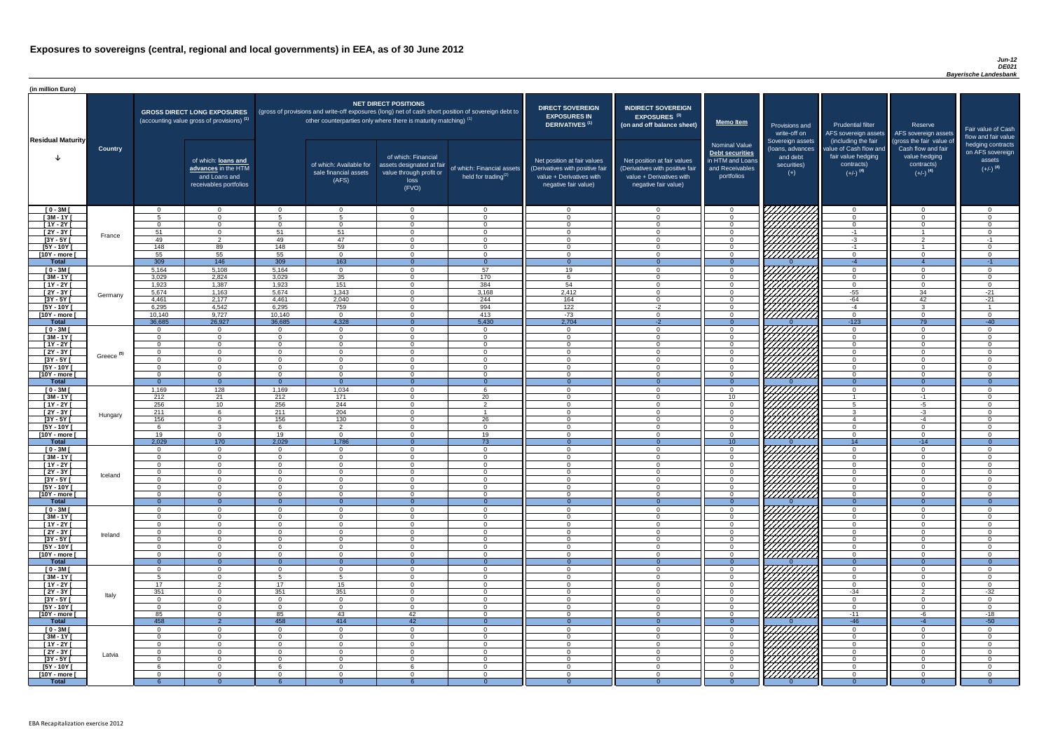# Exposures to sovereigns (central, regional and local governments) in EEA, as of 30 June 2012

*Jun-12*
*DE021*
*Bayerische Landesbank*

(in million Euro)

| Residual Maturity | Country | GROSS DIRECT LONG EXPOSURES (accounting value gross of provisions) (1) | of which: loans and advances in the HTM and Loans and receivables portfolios | NET DIRECT POSITIONS (gross of provisions and write-off exposures (long) net of cash short position of sovereign debt to other counterparties only where there is maturity matching) (1) | of which: Available for sale financial assets (AFS) | of which: Financial assets designated at fair value through profit or loss (FVO) | of which: Financial assets held for trading(2) | DIRECT SOVEREIGN EXPOSURES IN DERIVATIVES (1) Net position at fair values (Derivatives with positive fair value + Derivatives with negative fair value) | INDIRECT SOVEREIGN EXPOSURES (3) (on and off balance sheet) Net position at fair values (Derivatives with positive fair value + Derivatives with negative fair value) | Memo Item: Nominal Value Debt securities in HTM and Loans and Receivables portfolios | Provisions and write-off on Sovereign assets (loans, advances and debt securities) (+) | Prudential filter AFS sovereign assets (including the fair value of Cash flow and fair value hedging contracts) (+/-) (4) | Reserve AFS sovereign assets (gross the fair value of Cash flow and fair value hedging contracts) (+/-) (4) | Fair value of Cash flow and fair value hedging contracts on AFS sovereign assets (+/-) (4) |
|---|---|---|---|---|---|---|---|---|---|---|---|---|---|---|
| [ 0 - 3M [ | France | 0 | 0 | 0 | 0 | 0 | 0 | 0 | 0 | 0 | | 0 | 0 | 0 |
| [ 3M - 1Y [ | | 5 | 0 | 5 | 5 | 0 | 0 | 0 | 0 | 0 | | 0 | 0 | 0 |
| [ 1Y - 2Y [ | | 0 | 0 | 0 | 0 | 0 | 0 | 0 | 0 | 0 | | 0 | 0 | 0 |
| [ 2Y - 3Y [ | | 51 | 0 | 51 | 51 | 0 | 0 | 0 | 0 | 0 | | -1 | 1 | 0 |
| [3Y - 5Y [ | | 49 | 2 | 49 | 47 | 0 | 0 | 0 | 0 | 0 | | -3 | 2 | -1 |
| [5Y - 10Y [ | | 148 | 89 | 148 | 59 | 0 | 0 | 0 | 0 | 0 | | -1 | 1 | 0 |
| [10Y - more [ | | 55 | 55 | 55 | 0 | 0 | 0 | 0 | 0 | 0 | | 0 | 0 | 0 |
| **Total** | | 309 | 146 | 309 | 163 | 0 | 0 | 0 | 0 | 0 | 0 | -4 | 4 | -1 |
| [ 0 - 3M [ | Germany | 5,164 | 5,108 | 5,164 | 0 | 0 | 57 | 19 | 0 | 0 | | 0 | 0 | 0 |
| [ 3M - 1Y [ | | 3,029 | 2,824 | 3,029 | 35 | 0 | 170 | 6 | 0 | 0 | | 0 | 0 | 0 |
| [ 1Y - 2Y [ | | 1,923 | 1,387 | 1,923 | 151 | 0 | 384 | 54 | 0 | 0 | | 0 | 0 | 0 |
| [ 2Y - 3Y [ | | 5,674 | 1,163 | 5,674 | 1,343 | 0 | 3,168 | 2,412 | 0 | 0 | | -55 | 34 | -21 |
| [3Y - 5Y [ | | 4,461 | 2,177 | 4,461 | 2,040 | 0 | 244 | 164 | 0 | 0 | | -64 | 42 | -21 |
| [5Y - 10Y [ | | 6,295 | 4,542 | 6,295 | 759 | 0 | 994 | 122 | -2 | 0 | | -4 | 3 | 1 |
| [10Y - more [ | | 10,140 | 9,727 | 10,140 | 0 | 0 | 413 | -73 | 0 | 0 | | 0 | 0 | 0 |
| **Total** | | 36,685 | 26,927 | 36,685 | 4,328 | 0 | 5,430 | 2,704 | -2 | 0 | 0 | -123 | 79 | -40 |
| [ 0 - 3M [ | Greece (5) | 0 | 0 | 0 | 0 | 0 | 0 | 0 | 0 | 0 | | 0 | 0 | 0 |
| [ 3M - 1Y [ | | 0 | 0 | 0 | 0 | 0 | 0 | 0 | 0 | 0 | | 0 | 0 | 0 |
| [ 1Y - 2Y [ | | 0 | 0 | 0 | 0 | 0 | 0 | 0 | 0 | 0 | | 0 | 0 | 0 |
| [ 2Y - 3Y [ | | 0 | 0 | 0 | 0 | 0 | 0 | 0 | 0 | 0 | | 0 | 0 | 0 |
| [3Y - 5Y [ | | 0 | 0 | 0 | 0 | 0 | 0 | 0 | 0 | 0 | | 0 | 0 | 0 |
| [5Y - 10Y [ | | 0 | 0 | 0 | 0 | 0 | 0 | 0 | 0 | 0 | | 0 | 0 | 0 |
| [10Y - more [ | | 0 | 0 | 0 | 0 | 0 | 0 | 0 | 0 | 0 | | 0 | 0 | 0 |
| **Total** | | 0 | 0 | 0 | 0 | 0 | 0 | 0 | 0 | 0 | 0 | 0 | 0 | 0 |
| [ 0 - 3M [ | Hungary | 1,169 | 128 | 1,169 | 1,034 | 0 | 6 | 0 | 0 | 0 | | 0 | 0 | 0 |
| [ 3M - 1Y [ | | 212 | 21 | 212 | 171 | 0 | 20 | 0 | 0 | 10 | | 1 | -1 | 0 |
| [ 1Y - 2Y [ | | 256 | 10 | 256 | 244 | 0 | 2 | 0 | 0 | 0 | | 5 | -5 | 0 |
| [ 2Y - 3Y [ | | 211 | 6 | 211 | 204 | 0 | 1 | 0 | 0 | 0 | | 3 | -3 | 0 |
| [3Y - 5Y [ | | 156 | 0 | 156 | 130 | 0 | 26 | 0 | 0 | 0 | | 4 | -4 | 0 |
| [5Y - 10Y [ | | 6 | 3 | 6 | 2 | 0 | 0 | 0 | 0 | 0 | | 0 | 0 | 0 |
| [10Y - more [ | | 19 | 0 | 19 | 0 | 0 | 19 | 0 | 0 | 0 | | 0 | 0 | 0 |
| **Total** | | 2,029 | 170 | 2,029 | 1,786 | 0 | 73 | 0 | 0 | 10 | 0 | 14 | -14 | 0 |
| [ 0 - 3M [ | Iceland | 0 | 0 | 0 | 0 | 0 | 0 | 0 | 0 | 0 | | 0 | 0 | 0 |
| [ 3M - 1Y [ | | 0 | 0 | 0 | 0 | 0 | 0 | 0 | 0 | 0 | | 0 | 0 | 0 |
| [ 1Y - 2Y [ | | 0 | 0 | 0 | 0 | 0 | 0 | 0 | 0 | 0 | | 0 | 0 | 0 |
| [ 2Y - 3Y [ | | 0 | 0 | 0 | 0 | 0 | 0 | 0 | 0 | 0 | | 0 | 0 | 0 |
| [3Y - 5Y [ | | 0 | 0 | 0 | 0 | 0 | 0 | 0 | 0 | 0 | | 0 | 0 | 0 |
| [5Y - 10Y [ | | 0 | 0 | 0 | 0 | 0 | 0 | 0 | 0 | 0 | | 0 | 0 | 0 |
| [10Y - more [ | | 0 | 0 | 0 | 0 | 0 | 0 | 0 | 0 | 0 | | 0 | 0 | 0 |
| **Total** | | 0 | 0 | 0 | 0 | 0 | 0 | 0 | 0 | 0 | 0 | 0 | 0 | 0 |
| [ 0 - 3M [ | Ireland | 0 | 0 | 0 | 0 | 0 | 0 | 0 | 0 | 0 | | 0 | 0 | 0 |
| [ 3M - 1Y [ | | 0 | 0 | 0 | 0 | 0 | 0 | 0 | 0 | 0 | | 0 | 0 | 0 |
| [ 1Y - 2Y [ | | 0 | 0 | 0 | 0 | 0 | 0 | 0 | 0 | 0 | | 0 | 0 | 0 |
| [ 2Y - 3Y [ | | 0 | 0 | 0 | 0 | 0 | 0 | 0 | 0 | 0 | | 0 | 0 | 0 |
| [3Y - 5Y [ | | 0 | 0 | 0 | 0 | 0 | 0 | 0 | 0 | 0 | | 0 | 0 | 0 |
| [5Y - 10Y [ | | 0 | 0 | 0 | 0 | 0 | 0 | 0 | 0 | 0 | | 0 | 0 | 0 |
| [10Y - more [ | | 0 | 0 | 0 | 0 | 0 | 0 | 0 | 0 | 0 | | 0 | 0 | 0 |
| **Total** | | 0 | 0 | 0 | 0 | 0 | 0 | 0 | 0 | 0 | 0 | 0 | 0 | 0 |
| [ 0 - 3M [ | Italy | 0 | 0 | 0 | 0 | 0 | 0 | 0 | 0 | 0 | | 0 | 0 | 0 |
| [ 3M - 1Y [ | | 5 | 0 | 5 | 5 | 0 | 0 | 0 | 0 | 0 | | 0 | 0 | 0 |
| [ 1Y - 2Y [ | | 17 | 2 | 17 | 15 | 0 | 0 | 0 | 0 | 0 | | 0 | 0 | 0 |
| [ 2Y - 3Y [ | | 351 | 0 | 351 | 351 | 0 | 0 | 0 | 0 | 0 | | -34 | 2 | -32 |
| [3Y - 5Y [ | | 0 | 0 | 0 | 0 | 0 | 0 | 0 | 0 | 0 | | 0 | 0 | 0 |
| [5Y - 10Y [ | | 0 | 0 | 0 | 0 | 0 | 0 | 0 | 0 | 0 | | 0 | 0 | 0 |
| [10Y - more [ | | 85 | 0 | 85 | 43 | 42 | 0 | 0 | 0 | 0 | | -11 | -6 | -18 |
| **Total** | | 458 | 2 | 458 | 414 | 42 | 0 | 0 | 0 | 0 | 0 | -46 | -4 | -50 |
| [ 0 - 3M [ | Latvia | 0 | 0 | 0 | 0 | 0 | 0 | 0 | 0 | 0 | | 0 | 0 | 0 |
| [ 3M - 1Y [ | | 0 | 0 | 0 | 0 | 0 | 0 | 0 | 0 | 0 | | 0 | 0 | 0 |
| [ 1Y - 2Y [ | | 0 | 0 | 0 | 0 | 0 | 0 | 0 | 0 | 0 | | 0 | 0 | 0 |
| [ 2Y - 3Y [ | | 0 | 0 | 0 | 0 | 0 | 0 | 0 | 0 | 0 | | 0 | 0 | 0 |
| [3Y - 5Y [ | | 0 | 0 | 0 | 0 | 0 | 0 | 0 | 0 | 0 | | 0 | 0 | 0 |
| [5Y - 10Y [ | | 6 | 0 | 6 | 0 | 6 | 0 | 0 | 0 | 0 | | 0 | 0 | 0 |
| [10Y - more [ | | 0 | 0 | 0 | 0 | 0 | 0 | 0 | 0 | 0 | | 0 | 0 | 0 |
| **Total** | | 6 | 0 | 6 | 0 | 6 | 0 | 0 | 0 | 0 | 0 | 0 | 0 | 0 |

EBA Recapitalization exercise 2012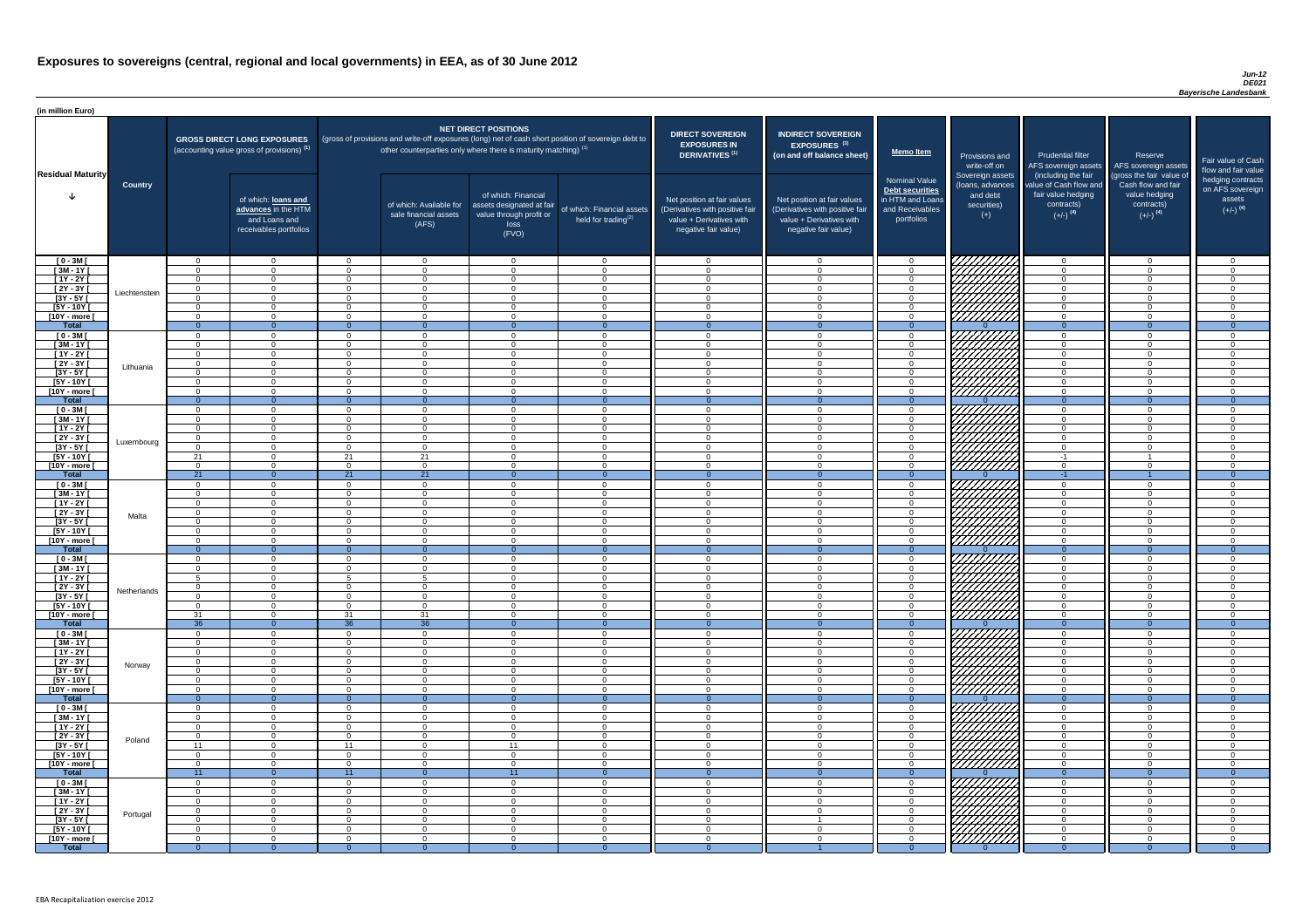# Exposures to sovereigns (central, regional and local governments) in EEA, as of 30 June 2012

*Jun-12*
*DE021*
*Bayerische Landesbank*

(in million Euro)

| Residual Maturity | Country | GROSS DIRECT LONG EXPOSURES (accounting value gross of provisions) (1) | of which: loans and advances in the HTM and Loans and receivables portfolios | NET DIRECT POSITIONS (gross of provisions and write-off exposures (long) net of cash short position of sovereign debt to other counterparties only where there is maturity matching) (1) | of which: Available for sale financial assets (AFS) | of which: Financial assets designated at fair value through profit or loss (FVO) | of which: Financial assets held for trading(2) | DIRECT SOVEREIGN EXPOSURES IN DERIVATIVES (1) Net position at fair values (Derivatives with positive fair value + Derivatives with negative fair value) | INDIRECT SOVEREIGN EXPOSURES (3) (on and off balance sheet) Net position at fair values (Derivatives with positive fair value + Derivatives with negative fair value) | Memo Item: Nominal Value Debt securities in HTM and Loans and Receivables portfolios | Provisions and write-off on Sovereign assets (loans, advances and debt securities) (+) | Prudential filter AFS sovereign assets (including the fair value of Cash flow and fair value hedging contracts) (+/-) (4) | Reserve AFS sovereign assets (gross the fair value of Cash flow and fair value hedging contracts) (+/-) (4) | Fair value of Cash flow and fair value hedging contracts on AFS sovereign assets (+/-) (4) |
|---|---|---|---|---|---|---|---|---|---|---|---|---|---|---|
| [ 0 - 3M [ | Liechtenstein | 0 | 0 | 0 | 0 | 0 | 0 | 0 | 0 | 0 | | 0 | 0 | 0 |
| [ 3M - 1Y [ | | 0 | 0 | 0 | 0 | 0 | 0 | 0 | 0 | 0 | | 0 | 0 | 0 |
| [ 1Y - 2Y [ | | 0 | 0 | 0 | 0 | 0 | 0 | 0 | 0 | 0 | | 0 | 0 | 0 |
| [ 2Y - 3Y [ | | 0 | 0 | 0 | 0 | 0 | 0 | 0 | 0 | 0 | | 0 | 0 | 0 |
| [3Y - 5Y [ | | 0 | 0 | 0 | 0 | 0 | 0 | 0 | 0 | 0 | | 0 | 0 | 0 |
| [5Y - 10Y [ | | 0 | 0 | 0 | 0 | 0 | 0 | 0 | 0 | 0 | | 0 | 0 | 0 |
| [10Y - more [ | | 0 | 0 | 0 | 0 | 0 | 0 | 0 | 0 | 0 | | 0 | 0 | 0 |
| Total | | 0 | 0 | 0 | 0 | 0 | 0 | 0 | 0 | 0 | 0 | 0 | 0 | 0 |
| [ 0 - 3M [ | Lithuania | 0 | 0 | 0 | 0 | 0 | 0 | 0 | 0 | 0 | | 0 | 0 | 0 |
| [ 3M - 1Y [ | | 0 | 0 | 0 | 0 | 0 | 0 | 0 | 0 | 0 | | 0 | 0 | 0 |
| [ 1Y - 2Y [ | | 0 | 0 | 0 | 0 | 0 | 0 | 0 | 0 | 0 | | 0 | 0 | 0 |
| [ 2Y - 3Y [ | | 0 | 0 | 0 | 0 | 0 | 0 | 0 | 0 | 0 | | 0 | 0 | 0 |
| [3Y - 5Y [ | | 0 | 0 | 0 | 0 | 0 | 0 | 0 | 0 | 0 | | 0 | 0 | 0 |
| [5Y - 10Y [ | | 0 | 0 | 0 | 0 | 0 | 0 | 0 | 0 | 0 | | 0 | 0 | 0 |
| [10Y - more [ | | 0 | 0 | 0 | 0 | 0 | 0 | 0 | 0 | 0 | | 0 | 0 | 0 |
| Total | | 0 | 0 | 0 | 0 | 0 | 0 | 0 | 0 | 0 | 0 | 0 | 0 | 0 |
| [ 0 - 3M [ | Luxembourg | 0 | 0 | 0 | 0 | 0 | 0 | 0 | 0 | 0 | | 0 | 0 | 0 |
| [ 3M - 1Y [ | | 0 | 0 | 0 | 0 | 0 | 0 | 0 | 0 | 0 | | 0 | 0 | 0 |
| [ 1Y - 2Y [ | | 0 | 0 | 0 | 0 | 0 | 0 | 0 | 0 | 0 | | 0 | 0 | 0 |
| [ 2Y - 3Y [ | | 0 | 0 | 0 | 0 | 0 | 0 | 0 | 0 | 0 | | 0 | 0 | 0 |
| [3Y - 5Y [ | | 0 | 0 | 0 | 0 | 0 | 0 | 0 | 0 | 0 | | 0 | 0 | 0 |
| [5Y - 10Y [ | | 21 | 0 | 21 | 21 | 0 | 0 | 0 | 0 | 0 | | -1 | 1 | 0 |
| [10Y - more [ | | 0 | 0 | 0 | 0 | 0 | 0 | 0 | 0 | 0 | | 0 | 0 | 0 |
| Total | | 21 | 0 | 21 | 21 | 0 | 0 | 0 | 0 | 0 | 0 | -1 | 1 | 0 |
| [ 0 - 3M [ | Malta | 0 | 0 | 0 | 0 | 0 | 0 | 0 | 0 | 0 | | 0 | 0 | 0 |
| [ 3M - 1Y [ | | 0 | 0 | 0 | 0 | 0 | 0 | 0 | 0 | 0 | | 0 | 0 | 0 |
| [ 1Y - 2Y [ | | 0 | 0 | 0 | 0 | 0 | 0 | 0 | 0 | 0 | | 0 | 0 | 0 |
| [ 2Y - 3Y [ | | 0 | 0 | 0 | 0 | 0 | 0 | 0 | 0 | 0 | | 0 | 0 | 0 |
| [3Y - 5Y [ | | 0 | 0 | 0 | 0 | 0 | 0 | 0 | 0 | 0 | | 0 | 0 | 0 |
| [5Y - 10Y [ | | 0 | 0 | 0 | 0 | 0 | 0 | 0 | 0 | 0 | | 0 | 0 | 0 |
| [10Y - more [ | | 0 | 0 | 0 | 0 | 0 | 0 | 0 | 0 | 0 | | 0 | 0 | 0 |
| Total | | 0 | 0 | 0 | 0 | 0 | 0 | 0 | 0 | 0 | 0 | 0 | 0 | 0 |
| [ 0 - 3M [ | Netherlands | 0 | 0 | 0 | 0 | 0 | 0 | 0 | 0 | 0 | | 0 | 0 | 0 |
| [ 3M - 1Y [ | | 0 | 0 | 0 | 0 | 0 | 0 | 0 | 0 | 0 | | 0 | 0 | 0 |
| [ 1Y - 2Y [ | | 5 | 0 | 5 | 5 | 0 | 0 | 0 | 0 | 0 | | 0 | 0 | 0 |
| [ 2Y - 3Y [ | | 0 | 0 | 0 | 0 | 0 | 0 | 0 | 0 | 0 | | 0 | 0 | 0 |
| [3Y - 5Y [ | | 0 | 0 | 0 | 0 | 0 | 0 | 0 | 0 | 0 | | 0 | 0 | 0 |
| [5Y - 10Y [ | | 0 | 0 | 0 | 0 | 0 | 0 | 0 | 0 | 0 | | 0 | 0 | 0 |
| [10Y - more [ | | 31 | 0 | 31 | 31 | 0 | 0 | 0 | 0 | 0 | | 0 | 0 | 0 |
| Total | | 36 | 0 | 36 | 36 | 0 | 0 | 0 | 0 | 0 | 0 | 0 | 0 | 0 |
| [ 0 - 3M [ | Norway | 0 | 0 | 0 | 0 | 0 | 0 | 0 | 0 | 0 | | 0 | 0 | 0 |
| [ 3M - 1Y [ | | 0 | 0 | 0 | 0 | 0 | 0 | 0 | 0 | 0 | | 0 | 0 | 0 |
| [ 1Y - 2Y [ | | 0 | 0 | 0 | 0 | 0 | 0 | 0 | 0 | 0 | | 0 | 0 | 0 |
| [ 2Y - 3Y [ | | 0 | 0 | 0 | 0 | 0 | 0 | 0 | 0 | 0 | | 0 | 0 | 0 |
| [3Y - 5Y [ | | 0 | 0 | 0 | 0 | 0 | 0 | 0 | 0 | 0 | | 0 | 0 | 0 |
| [5Y - 10Y [ | | 0 | 0 | 0 | 0 | 0 | 0 | 0 | 0 | 0 | | 0 | 0 | 0 |
| [10Y - more [ | | 0 | 0 | 0 | 0 | 0 | 0 | 0 | 0 | 0 | | 0 | 0 | 0 |
| Total | | 0 | 0 | 0 | 0 | 0 | 0 | 0 | 0 | 0 | 0 | 0 | 0 | 0 |
| [ 0 - 3M [ | Poland | 0 | 0 | 0 | 0 | 0 | 0 | 0 | 0 | 0 | | 0 | 0 | 0 |
| [ 3M - 1Y [ | | 0 | 0 | 0 | 0 | 0 | 0 | 0 | 0 | 0 | | 0 | 0 | 0 |
| [ 1Y - 2Y [ | | 0 | 0 | 0 | 0 | 0 | 0 | 0 | 0 | 0 | | 0 | 0 | 0 |
| [ 2Y - 3Y [ | | 0 | 0 | 0 | 0 | 0 | 0 | 0 | 0 | 0 | | 0 | 0 | 0 |
| [3Y - 5Y [ | | 11 | 0 | 11 | 0 | 11 | 0 | 0 | 0 | 0 | | 0 | 0 | 0 |
| [5Y - 10Y [ | | 0 | 0 | 0 | 0 | 0 | 0 | 0 | 0 | 0 | | 0 | 0 | 0 |
| [10Y - more [ | | 0 | 0 | 0 | 0 | 0 | 0 | 0 | 0 | 0 | | 0 | 0 | 0 |
| Total | | 11 | 0 | 11 | 0 | 11 | 0 | 0 | 0 | 0 | 0 | 0 | 0 | 0 |
| [ 0 - 3M [ | Portugal | 0 | 0 | 0 | 0 | 0 | 0 | 0 | 0 | 0 | | 0 | 0 | 0 |
| [ 3M - 1Y [ | | 0 | 0 | 0 | 0 | 0 | 0 | 0 | 0 | 0 | | 0 | 0 | 0 |
| [ 1Y - 2Y [ | | 0 | 0 | 0 | 0 | 0 | 0 | 0 | 0 | 0 | | 0 | 0 | 0 |
| [ 2Y - 3Y [ | | 0 | 0 | 0 | 0 | 0 | 0 | 0 | 0 | 0 | | 0 | 0 | 0 |
| [3Y - 5Y [ | | 0 | 0 | 0 | 0 | 0 | 0 | 0 | 1 | 0 | | 0 | 0 | 0 |
| [5Y - 10Y [ | | 0 | 0 | 0 | 0 | 0 | 0 | 0 | 0 | 0 | | 0 | 0 | 0 |
| [10Y - more [ | | 0 | 0 | 0 | 0 | 0 | 0 | 0 | 0 | 0 | | 0 | 0 | 0 |
| Total | | 0 | 0 | 0 | 0 | 0 | 0 | 0 | 1 | 0 | 0 | 0 | 0 | 0 |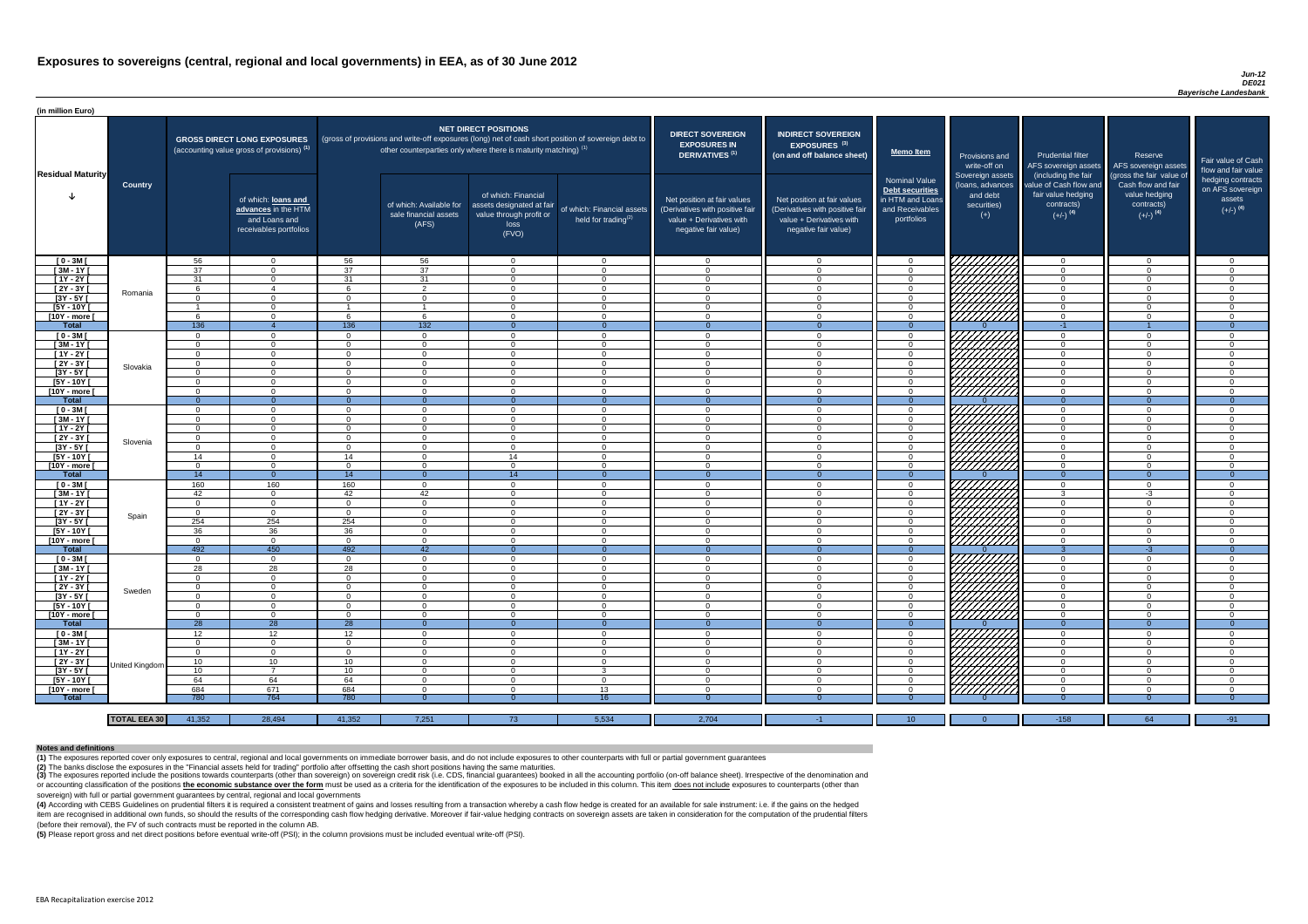# Exposures to sovereigns (central, regional and local governments) in EEA, as of 30 June 2012

*Jun-12*
*DE021*
*Bayerische Landesbank*

(in million Euro)

| Residual Maturity | Country | GROSS DIRECT LONG EXPOSURES (accounting value gross of provisions) (1) | | NET DIRECT POSITIONS (gross of provisions and write-off exposures (long) net of cash short position of sovereign debt to other counterparties only where there is maturity matching) (1) | | | | DIRECT SOVEREIGN EXPOSURES IN DERIVATIVES (1) | INDIRECT SOVEREIGN EXPOSURES (3) (on and off balance sheet) | Memo Item | Provisions and write-off on Sovereign assets (loans, advances and debt securities) (+) | Prudential filter AFS sovereign assets (including the fair value of Cash flow and fair value hedging contracts) (+/-) (4) | Reserve AFS sovereign assets (gross the fair value of Cash flow and fair value hedging contracts) (+/-) (4) | Fair value of Cash flow and fair value hedging contracts on AFS sovereign assets (+/-) (4) |
|---|---|---|---|---|---|---|---|---|---|---|---|---|---|---|
| | | | of which: loans and advances in the HTM and Loans and receivables portfolios | | of which: Available for sale financial assets (AFS) | of which: Financial assets designated at fair value through profit or loss (FVO) | of which: Financial assets held for trading(2) | Net position at fair values (Derivatives with positive fair value + Derivatives with negative fair value) | Net position at fair values (Derivatives with positive fair value + Derivatives with negative fair value) | Nominal Value Debt securities in HTM and Loans and Receivables portfolios | | | | |
| [ 0 - 3M [ | Romania | 56 | 0 | 56 | 56 | 0 | 0 | 0 | 0 | 0 | | 0 | 0 | 0 |
| [ 3M - 1Y [ | | 37 | 0 | 37 | 37 | 0 | 0 | 0 | 0 | 0 | | 0 | 0 | 0 |
| [ 1Y - 2Y [ | | 31 | 0 | 31 | 31 | 0 | 0 | 0 | 0 | 0 | | 0 | 0 | 0 |
| [ 2Y - 3Y [ | | 6 | 4 | 6 | 2 | 0 | 0 | 0 | 0 | 0 | | 0 | 0 | 0 |
| [3Y - 5Y [ | | 0 | 0 | 0 | 0 | 0 | 0 | 0 | 0 | 0 | | 0 | 0 | 0 |
| [5Y - 10Y [ | | 1 | 0 | 1 | 1 | 0 | 0 | 0 | 0 | 0 | | 0 | 0 | 0 |
| [10Y - more [ | | 6 | 0 | 6 | 6 | 0 | 0 | 0 | 0 | 0 | | 0 | 0 | 0 |
| **Total** | | 136 | 4 | 136 | 132 | 0 | 0 | 0 | 0 | 0 | 0 | -1 | 1 | 0 |
| [ 0 - 3M [ | Slovakia | 0 | 0 | 0 | 0 | 0 | 0 | 0 | 0 | 0 | | 0 | 0 | 0 |
| [ 3M - 1Y [ | | 0 | 0 | 0 | 0 | 0 | 0 | 0 | 0 | 0 | | 0 | 0 | 0 |
| [ 1Y - 2Y [ | | 0 | 0 | 0 | 0 | 0 | 0 | 0 | 0 | 0 | | 0 | 0 | 0 |
| [ 2Y - 3Y [ | | 0 | 0 | 0 | 0 | 0 | 0 | 0 | 0 | 0 | | 0 | 0 | 0 |
| [3Y - 5Y [ | | 0 | 0 | 0 | 0 | 0 | 0 | 0 | 0 | 0 | | 0 | 0 | 0 |
| [5Y - 10Y [ | | 0 | 0 | 0 | 0 | 0 | 0 | 0 | 0 | 0 | | 0 | 0 | 0 |
| [10Y - more [ | | 0 | 0 | 0 | 0 | 0 | 0 | 0 | 0 | 0 | | 0 | 0 | 0 |
| **Total** | | 0 | 0 | 0 | 0 | 0 | 0 | 0 | 0 | 0 | 0 | 0 | 0 | 0 |
| [ 0 - 3M [ | Slovenia | 0 | 0 | 0 | 0 | 0 | 0 | 0 | 0 | 0 | | 0 | 0 | 0 |
| [ 3M - 1Y [ | | 0 | 0 | 0 | 0 | 0 | 0 | 0 | 0 | 0 | | 0 | 0 | 0 |
| [ 1Y - 2Y [ | | 0 | 0 | 0 | 0 | 0 | 0 | 0 | 0 | 0 | | 0 | 0 | 0 |
| [ 2Y - 3Y [ | | 0 | 0 | 0 | 0 | 0 | 0 | 0 | 0 | 0 | | 0 | 0 | 0 |
| [3Y - 5Y [ | | 0 | 0 | 0 | 0 | 0 | 0 | 0 | 0 | 0 | | 0 | 0 | 0 |
| [5Y - 10Y [ | | 14 | 0 | 14 | 0 | 14 | 0 | 0 | 0 | 0 | | 0 | 0 | 0 |
| [10Y - more [ | | 0 | 0 | 0 | 0 | 0 | 0 | 0 | 0 | 0 | | 0 | 0 | 0 |
| **Total** | | 14 | 0 | 14 | 0 | 14 | 0 | 0 | 0 | 0 | 0 | 0 | 0 | 0 |
| [ 0 - 3M [ | Spain | 160 | 160 | 160 | 0 | 0 | 0 | 0 | 0 | 0 | | 0 | 0 | 0 |
| [ 3M - 1Y [ | | 42 | 0 | 42 | 42 | 0 | 0 | 0 | 0 | 0 | | 3 | -3 | 0 |
| [ 1Y - 2Y [ | | 0 | 0 | 0 | 0 | 0 | 0 | 0 | 0 | 0 | | 0 | 0 | 0 |
| [ 2Y - 3Y [ | | 0 | 0 | 0 | 0 | 0 | 0 | 0 | 0 | 0 | | 0 | 0 | 0 |
| [3Y - 5Y [ | | 254 | 254 | 254 | 0 | 0 | 0 | 0 | 0 | 0 | | 0 | 0 | 0 |
| [5Y - 10Y [ | | 36 | 36 | 36 | 0 | 0 | 0 | 0 | 0 | 0 | | 0 | 0 | 0 |
| [10Y - more [ | | 0 | 0 | 0 | 0 | 0 | 0 | 0 | 0 | 0 | | 0 | 0 | 0 |
| **Total** | | 492 | 450 | 492 | 42 | 0 | 0 | 0 | 0 | 0 | 0 | 3 | -3 | 0 |
| [ 0 - 3M [ | Sweden | 0 | 0 | 0 | 0 | 0 | 0 | 0 | 0 | 0 | | 0 | 0 | 0 |
| [ 3M - 1Y [ | | 28 | 28 | 28 | 0 | 0 | 0 | 0 | 0 | 0 | | 0 | 0 | 0 |
| [ 1Y - 2Y [ | | 0 | 0 | 0 | 0 | 0 | 0 | 0 | 0 | 0 | | 0 | 0 | 0 |
| [ 2Y - 3Y [ | | 0 | 0 | 0 | 0 | 0 | 0 | 0 | 0 | 0 | | 0 | 0 | 0 |
| [3Y - 5Y [ | | 0 | 0 | 0 | 0 | 0 | 0 | 0 | 0 | 0 | | 0 | 0 | 0 |
| [5Y - 10Y [ | | 0 | 0 | 0 | 0 | 0 | 0 | 0 | 0 | 0 | | 0 | 0 | 0 |
| [10Y - more [ | | 0 | 0 | 0 | 0 | 0 | 0 | 0 | 0 | 0 | | 0 | 0 | 0 |
| **Total** | | 28 | 28 | 28 | 0 | 0 | 0 | 0 | 0 | 0 | 0 | 0 | 0 | 0 |
| [ 0 - 3M [ | United Kingdom | 12 | 12 | 12 | 0 | 0 | 0 | 0 | 0 | 0 | | 0 | 0 | 0 |
| [ 3M - 1Y [ | | 0 | 0 | 0 | 0 | 0 | 0 | 0 | 0 | 0 | | 0 | 0 | 0 |
| [ 1Y - 2Y [ | | 0 | 0 | 0 | 0 | 0 | 0 | 0 | 0 | 0 | | 0 | 0 | 0 |
| [ 2Y - 3Y [ | | 10 | 10 | 10 | 0 | 0 | 0 | 0 | 0 | 0 | | 0 | 0 | 0 |
| [3Y - 5Y [ | | 10 | 7 | 10 | 0 | 0 | 3 | 0 | 0 | 0 | | 0 | 0 | 0 |
| [5Y - 10Y [ | | 64 | 64 | 64 | 0 | 0 | 0 | 0 | 0 | 0 | | 0 | 0 | 0 |
| [10Y - more [ | | 684 | 671 | 684 | 0 | 0 | 13 | 0 | 0 | 0 | | 0 | 0 | 0 |
| **Total** | | 780 | 764 | 780 | 0 | 0 | 16 | 0 | 0 | 0 | 0 | 0 | 0 | 0 |
| | **TOTAL EEA 30** | 41,352 | 28,494 | 41,352 | 7,251 | 73 | 5,534 | 2,704 | -1 | 10 | 0 | -158 | 64 | -91 |

**Notes and definitions**

**(1)** The exposures reported cover only exposures to central, regional and local governments on immediate borrower basis, and do not include exposures to other counterparties with full or partial government guarantees

**(2)** The banks disclose the exposures in the "Financial assets held for trading" portfolio after offsetting the cash short positions having the same maturities.

**(3)** The exposures reported include the positions towards counterparts (other than sovereign) on sovereign credit risk (i.e. CDS, financial guarantees) booked in all the accounting portfolio (on-off balance sheet). Irrespective of the denomination and or accounting classification of the positions **the economic substance over the form** must be used as a criteria for the identification of the exposures to be included in this column. This item does not include exposures to counterparts (other than sovereign) with full or partial government guarantees by central, regional and local governments

**(4)** According with CEBS Guidelines on prudential filters it is required a consistent treatment of gains and losses resulting from a transaction whereby a cash flow hedge is created for an available for sale instrument: i.e. if the gains on the hedged item are recognised in additional own funds, so should the results of the corresponding cash flow hedging derivative. Moreover if fair-value hedging contracts on sovereign assets are taken in consideration for the computation of the prudential filters (before their removal), the FV of such contracts must be reported in the column AB.

**(5)** Please report gross and net direct positions before eventual write-off (PSI); in the column provisions must be included eventual write-off (PSI).